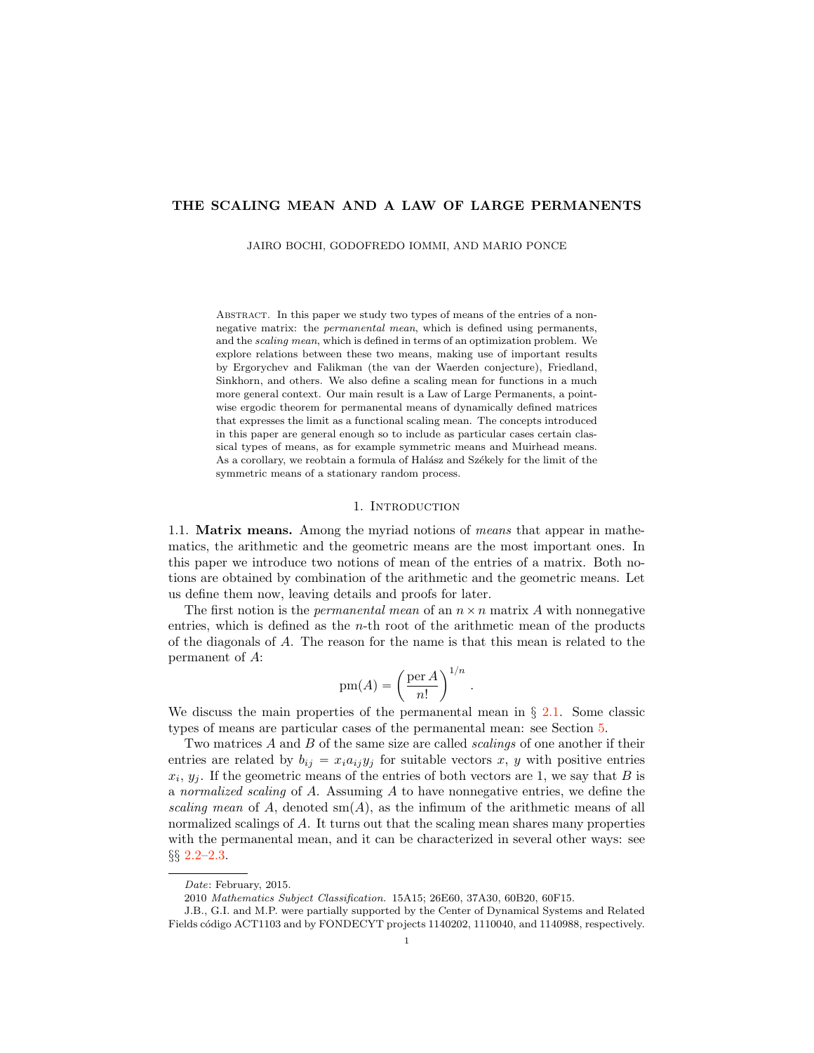# THE SCALING MEAN AND A LAW OF LARGE PERMANENTS

JAIRO BOCHI, GODOFREDO IOMMI, AND MARIO PONCE

Abstract. In this paper we study two types of means of the entries of a nonnegative matrix: the *permanental mean*, which is defined using permanents, and the *scaling mean*, which is defined in terms of an optimization problem. We explore relations between these two means, making use of important results by Ergorychev and Falikman (the van der Waerden conjecture), Friedland, Sinkhorn, and others. We also define a scaling mean for functions in a much more general context. Our main result is a Law of Large Permanents, a pointwise ergodic theorem for permanental means of dynamically defined matrices that expresses the limit as a functional scaling mean. The concepts introduced in this paper are general enough so to include as particular cases certain classical types of means, as for example symmetric means and Muirhead means. As a corollary, we reobtain a formula of Halász and Székely for the limit of the symmetric means of a stationary random process.

## 1. Introduction

1.1. **Matrix means.** Among the myriad notions of *means* that appear in mathematics, the arithmetic and the geometric means are the most important ones. In this paper we introduce two notions of mean of the entries of a matrix. Both notions are obtained by combination of the arithmetic and the geometric means. Let us define them now, leaving details and proofs for later.

The first notion is the *permanental mean* of an $n \times n$ matrix $A$ with nonnegative entries, which is defined as the $n$-th root of the arithmetic mean of the products of the diagonals of $A$. The reason for the name is that this mean is related to the permanent of $A$:

$$\operatorname{pm}(A) = \left( \frac{\operatorname{per} A}{n!} \right)^{1/n}.$$

We discuss the main properties of the permanental mean in § 2.1. Some classic types of means are particular cases of the permanental mean: see Section 5.

Two matrices $A$ and $B$ of the same size are called *scalings* of one another if their entries are related by $b_{ij} = x_i a_{ij} y_j$ for suitable vectors $x$, $y$ with positive entries $x_i$, $y_j$. If the geometric means of the entries of both vectors are 1, we say that $B$ is a *normalized scaling* of $A$. Assuming $A$ to have nonnegative entries, we define the *scaling mean* of $A$, denoted $\operatorname{sm}(A)$, as the infimum of the arithmetic means of all normalized scalings of $A$. It turns out that the scaling mean shares many properties with the permanental mean, and it can be characterized in several other ways: see §§ 2.2–2.3.

---

*Date*: February, 2015.

2010 *Mathematics Subject Classification.* 15A15; 26E60, 37A30, 60B20, 60F15.

J.B., G.I. and M.P. were partially supported by the Center of Dynamical Systems and Related Fields código ACT1103 and by FONDECYT projects 1140202, 1110040, and 1140988, respectively.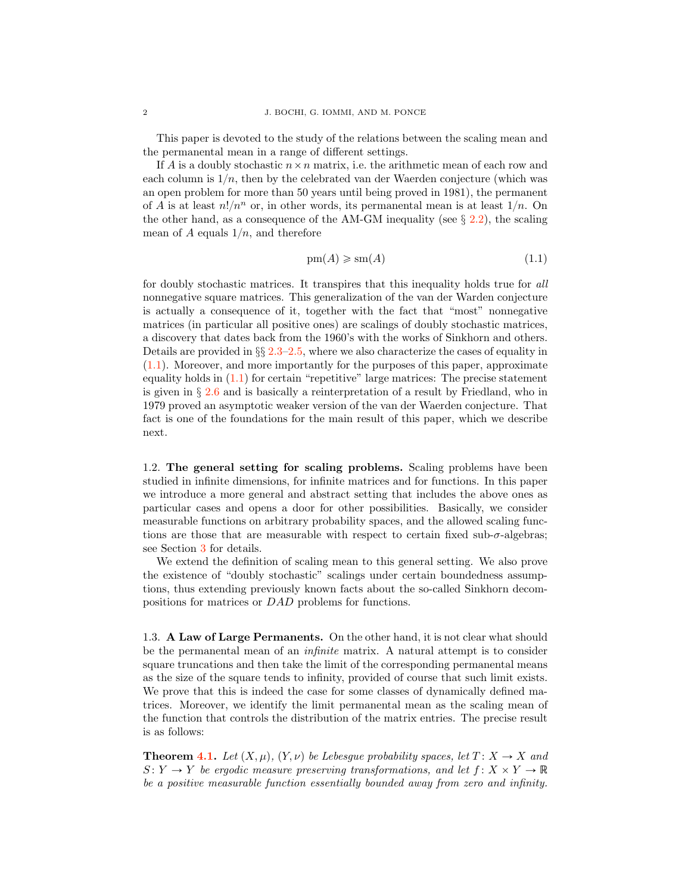This paper is devoted to the study of the relations between the scaling mean and the permanental mean in a range of different settings.

If $A$ is a doubly stochastic $n \times n$ matrix, i.e. the arithmetic mean of each row and each column is $1/n$, then by the celebrated van der Waerden conjecture (which was an open problem for more than 50 years until being proved in 1981), the permanent of $A$ is at least $n!/n^n$ or, in other words, its permanental mean is at least $1/n$. On the other hand, as a consequence of the AM-GM inequality (see § 2.2), the scaling mean of $A$ equals $1/n$, and therefore

$$\operatorname{pm}(A) \geqslant \operatorname{sm}(A) \tag{1.1}$$

for doubly stochastic matrices. It transpires that this inequality holds true for *all* nonnegative square matrices. This generalization of the van der Warden conjecture is actually a consequence of it, together with the fact that "most" nonnegative matrices (in particular all positive ones) are scalings of doubly stochastic matrices, a discovery that dates back from the 1960's with the works of Sinkhorn and others. Details are provided in §§ 2.3–2.5, where we also characterize the cases of equality in (1.1). Moreover, and more importantly for the purposes of this paper, approximate equality holds in (1.1) for certain "repetitive" large matrices: The precise statement is given in § 2.6 and is basically a reinterpretation of a result by Friedland, who in 1979 proved an asymptotic weaker version of the van der Waerden conjecture. That fact is one of the foundations for the main result of this paper, which we describe next.

1.2. **The general setting for scaling problems.** Scaling problems have been studied in infinite dimensions, for infinite matrices and for functions. In this paper we introduce a more general and abstract setting that includes the above ones as particular cases and opens a door for other possibilities. Basically, we consider measurable functions on arbitrary probability spaces, and the allowed scaling functions are those that are measurable with respect to certain fixed sub-$\sigma$-algebras; see Section 3 for details.

We extend the definition of scaling mean to this general setting. We also prove the existence of "doubly stochastic" scalings under certain boundedness assumptions, thus extending previously known facts about the so-called Sinkhorn decompositions for matrices or $DAD$ problems for functions.

1.3. **A Law of Large Permanents.** On the other hand, it is not clear what should be the permanental mean of an *infinite* matrix. A natural attempt is to consider square truncations and then take the limit of the corresponding permanental means as the size of the square tends to infinity, provided of course that such limit exists. We prove that this is indeed the case for some classes of dynamically defined matrices. Moreover, we identify the limit permanental mean as the scaling mean of the function that controls the distribution of the matrix entries. The precise result is as follows:

**Theorem 4.1.** *Let $(X, \mu)$, $(Y, \nu)$ be Lebesgue probability spaces, let $T\colon X \to X$ and $S\colon Y \to Y$ be ergodic measure preserving transformations, and let $f\colon X \times Y \to \mathbb{R}$ be a positive measurable function essentially bounded away from zero and infinity.*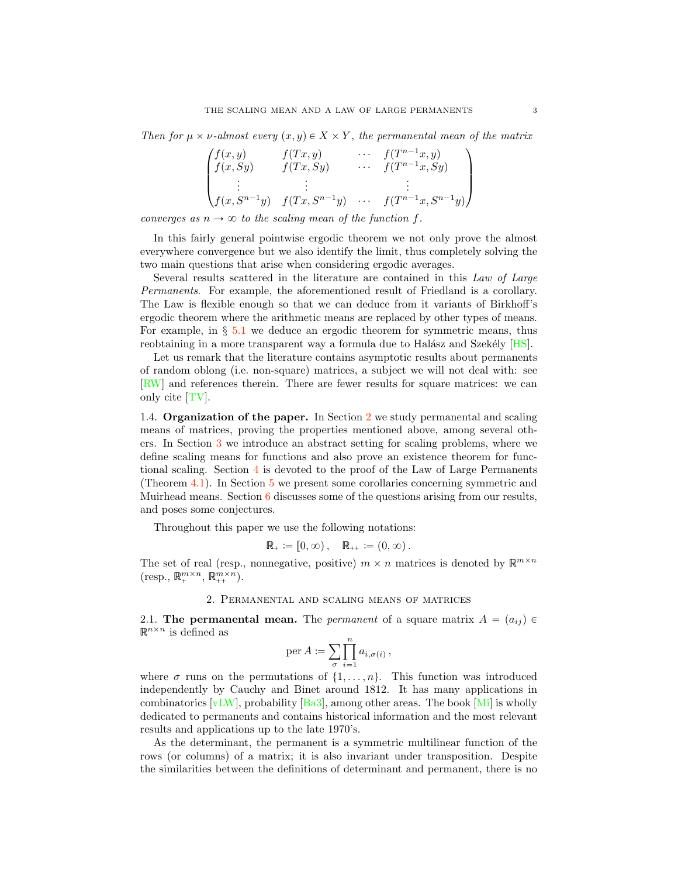*Then for $\mu \times \nu$-almost every $(x, y) \in X \times Y$, the permanental mean of the matrix*

$$\begin{pmatrix} f(x,y) & f(Tx,y) & \cdots & f(T^{n-1}x,y) \\ f(x,Sy) & f(Tx,Sy) & \cdots & f(T^{n-1}x,Sy) \\ \vdots & \vdots & & \vdots \\ f(x,S^{n-1}y) & f(Tx,S^{n-1}y) & \cdots & f(T^{n-1}x,S^{n-1}y) \end{pmatrix}$$

*converges as $n \to \infty$ to the scaling mean of the function $f$.*

In this fairly general pointwise ergodic theorem we not only prove the almost everywhere convergence but we also identify the limit, thus completely solving the two main questions that arise when considering ergodic averages.

Several results scattered in the literature are contained in this *Law of Large Permanents*. For example, the aforementioned result of Friedland is a corollary. The Law is flexible enough so that we can deduce from it variants of Birkhoff's ergodic theorem where the arithmetic means are replaced by other types of means. For example, in § 5.1 we deduce an ergodic theorem for symmetric means, thus reobtaining in a more transparent way a formula due to Halász and Szekély [HS].

Let us remark that the literature contains asymptotic results about permanents of random oblong (i.e. non-square) matrices, a subject we will not deal with: see [RW] and references therein. There are fewer results for square matrices: we can only cite [TV].

1.4. **Organization of the paper.** In Section 2 we study permanental and scaling means of matrices, proving the properties mentioned above, among several others. In Section 3 we introduce an abstract setting for scaling problems, where we define scaling means for functions and also prove an existence theorem for functional scaling. Section 4 is devoted to the proof of the Law of Large Permanents (Theorem 4.1). In Section 5 we present some corollaries concerning symmetric and Muirhead means. Section 6 discusses some of the questions arising from our results, and poses some conjectures.

Throughout this paper we use the following notations:

$$\mathbb{R}_+ := [0, \infty), \quad \mathbb{R}_{++} := (0, \infty).$$

The set of real (resp., nonnegative, positive) $m \times n$ matrices is denoted by $\mathbb{R}^{m \times n}$ (resp., $\mathbb{R}_+^{m \times n}$, $\mathbb{R}_{++}^{m \times n}$).

## 2. Permanental and scaling means of matrices

2.1. **The permanental mean.** The *permanent* of a square matrix $A = (a_{ij}) \in \mathbb{R}^{n \times n}$ is defined as

$$\operatorname{per} A := \sum_{\sigma} \prod_{i=1}^{n} a_{i,\sigma(i)},$$

where $\sigma$ runs on the permutations of $\{1, \ldots, n\}$. This function was introduced independently by Cauchy and Binet around 1812. It has many applications in combinatorics [vLW], probability [Ba3], among other areas. The book [Mi] is wholly dedicated to permanents and contains historical information and the most relevant results and applications up to the late 1970's.

As the determinant, the permanent is a symmetric multilinear function of the rows (or columns) of a matrix; it is also invariant under transposition. Despite the similarities between the definitions of determinant and permanent, there is no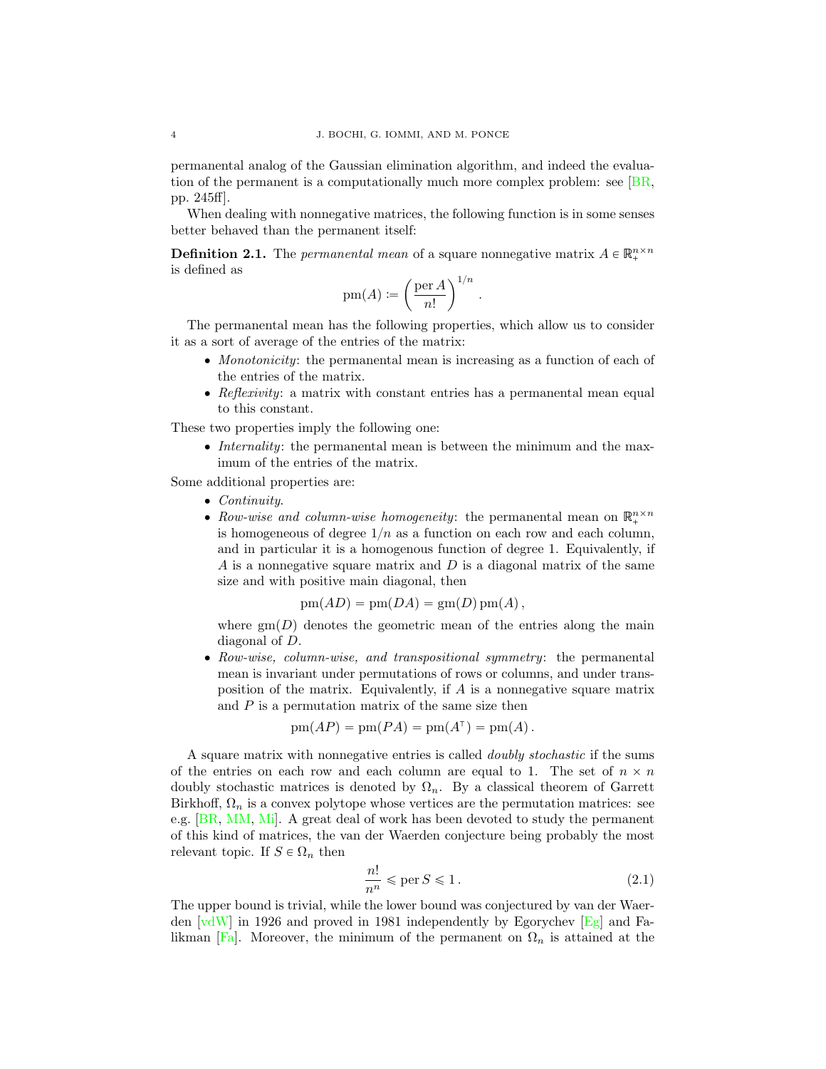permanental analog of the Gaussian elimination algorithm, and indeed the evaluation of the permanent is a computationally much more complex problem: see [BR, pp. 245ff].

When dealing with nonnegative matrices, the following function is in some senses better behaved than the permanent itself:

**Definition 2.1.** The *permanental mean* of a square nonnegative matrix $A \in \mathbb{R}_+^{n\times n}$ is defined as

$$\mathrm{pm}(A) := \left(\frac{\mathrm{per}\, A}{n!}\right)^{1/n} .$$

The permanental mean has the following properties, which allow us to consider it as a sort of average of the entries of the matrix:

- *Monotonicity*: the permanental mean is increasing as a function of each of the entries of the matrix.
- *Reflexivity*: a matrix with constant entries has a permanental mean equal to this constant.

These two properties imply the following one:

- *Internality*: the permanental mean is between the minimum and the maximum of the entries of the matrix.

Some additional properties are:

- *Continuity*.
- *Row-wise and column-wise homogeneity*: the permanental mean on $\mathbb{R}_+^{n\times n}$ is homogeneous of degree $1/n$ as a function on each row and each column, and in particular it is a homogenous function of degree 1. Equivalently, if $A$ is a nonnegative square matrix and $D$ is a diagonal matrix of the same size and with positive main diagonal, then
$$\mathrm{pm}(AD) = \mathrm{pm}(DA) = \mathrm{gm}(D)\,\mathrm{pm}(A)\,,$$
where $\mathrm{gm}(D)$ denotes the geometric mean of the entries along the main diagonal of $D$.
- *Row-wise, column-wise, and transpositional symmetry*: the permanental mean is invariant under permutations of rows or columns, and under transposition of the matrix. Equivalently, if $A$ is a nonnegative square matrix and $P$ is a permutation matrix of the same size then
$$\mathrm{pm}(AP) = \mathrm{pm}(PA) = \mathrm{pm}(A^{\top}) = \mathrm{pm}(A)\,.$$

A square matrix with nonnegative entries is called *doubly stochastic* if the sums of the entries on each row and each column are equal to 1. The set of $n \times n$ doubly stochastic matrices is denoted by $\Omega_n$. By a classical theorem of Garrett Birkhoff, $\Omega_n$ is a convex polytope whose vertices are the permutation matrices: see e.g. [BR, MM, Mi]. A great deal of work has been devoted to study the permanent of this kind of matrices, the van der Waerden conjecture being probably the most relevant topic. If $S \in \Omega_n$ then

$$\frac{n!}{n^n} \leqslant \mathrm{per}\, S \leqslant 1\,. \tag{2.1}$$

The upper bound is trivial, while the lower bound was conjectured by van der Waerden [vdW] in 1926 and proved in 1981 independently by Egorychev [Eg] and Falikman [Fa]. Moreover, the minimum of the permanent on $\Omega_n$ is attained at the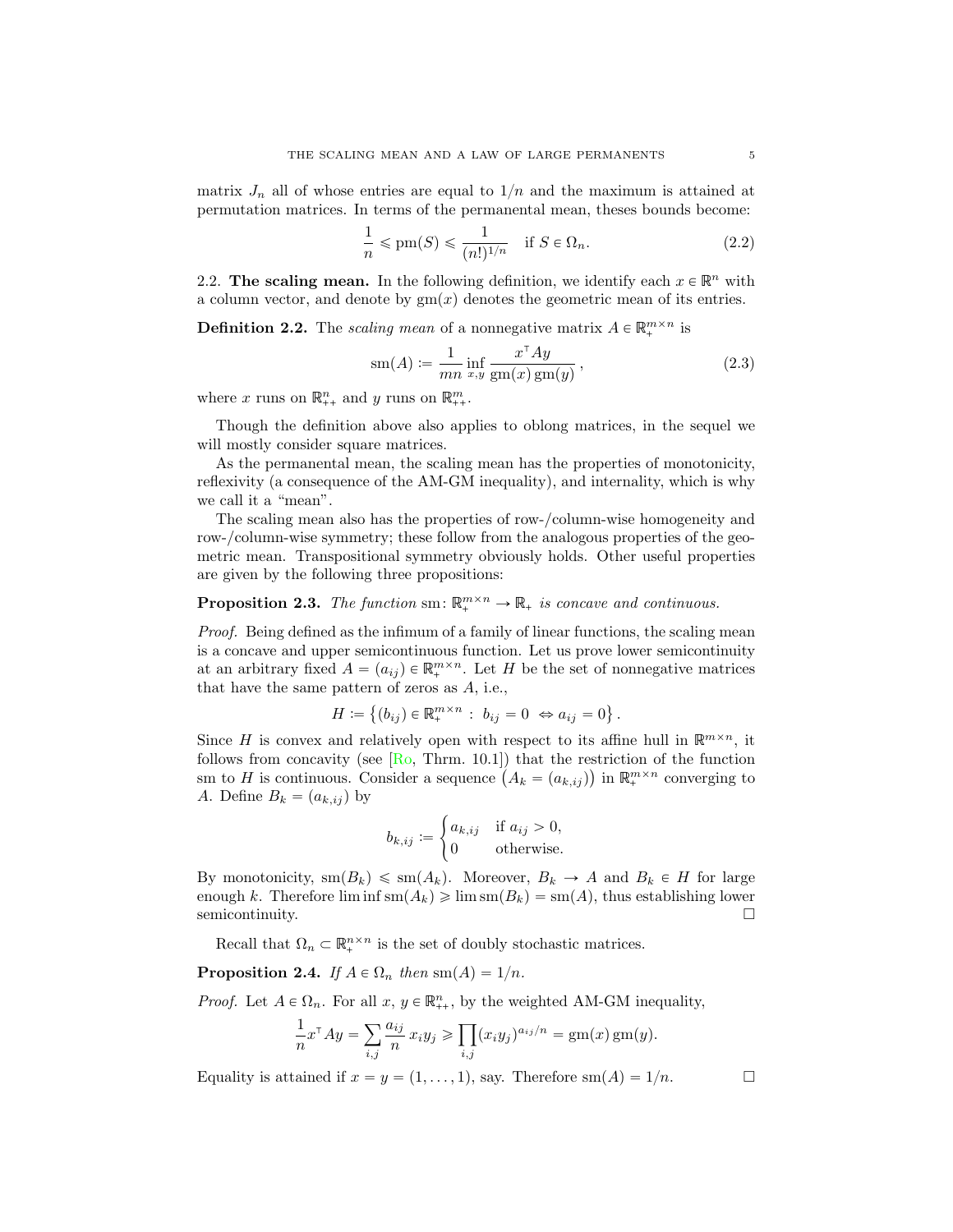matrix $J_n$ all of whose entries are equal to $1/n$ and the maximum is attained at permutation matrices. In terms of the permanental mean, theses bounds become:

$$\frac{1}{n} \leqslant \mathrm{pm}(S) \leqslant \frac{1}{(n!)^{1/n}} \quad \text{if } S \in \Omega_n. \tag{2.2}$$

2.2. **The scaling mean.** In the following definition, we identify each $x \in \mathbb{R}^n$ with a column vector, and denote by $\mathrm{gm}(x)$ denotes the geometric mean of its entries.

**Definition 2.2.** The *scaling mean* of a nonnegative matrix $A \in \mathbb{R}_+^{m \times n}$ is

$$\mathrm{sm}(A) := \frac{1}{mn} \inf_{x,y} \frac{x^\top A y}{\mathrm{gm}(x)\,\mathrm{gm}(y)}\,, \tag{2.3}$$

where $x$ runs on $\mathbb{R}^n_{++}$ and $y$ runs on $\mathbb{R}^m_{++}$.

Though the definition above also applies to oblong matrices, in the sequel we will mostly consider square matrices.

As the permanental mean, the scaling mean has the properties of monotonicity, reflexivity (a consequence of the AM-GM inequality), and internality, which is why we call it a "mean".

The scaling mean also has the properties of row-/column-wise homogeneity and row-/column-wise symmetry; these follow from the analogous properties of the geometric mean. Transpositional symmetry obviously holds. Other useful properties are given by the following three propositions:

**Proposition 2.3.** *The function* $\mathrm{sm}\colon \mathbb{R}_+^{m\times n} \to \mathbb{R}_+$ *is concave and continuous.*

*Proof.* Being defined as the infimum of a family of linear functions, the scaling mean is a concave and upper semicontinuous function. Let us prove lower semicontinuity at an arbitrary fixed $A = (a_{ij}) \in \mathbb{R}_+^{m\times n}$. Let $H$ be the set of nonnegative matrices that have the same pattern of zeros as $A$, i.e.,

$$H := \left\{(b_{ij}) \in \mathbb{R}_+^{m\times n} : \; b_{ij} = 0 \;\Leftrightarrow a_{ij} = 0\right\}.$$

Since $H$ is convex and relatively open with respect to its affine hull in $\mathbb{R}^{m\times n}$, it follows from concavity (see [Ro, Thrm. 10.1]) that the restriction of the function sm to $H$ is continuous. Consider a sequence $\left(A_k = (a_{k,ij})\right)$ in $\mathbb{R}_+^{m\times n}$ converging to $A$. Define $B_k = (a_{k,ij})$ by

$$b_{k,ij} := \begin{cases} a_{k,ij} & \text{if } a_{ij} > 0, \\ 0 & \text{otherwise.} \end{cases}$$

By monotonicity, $\mathrm{sm}(B_k) \leqslant \mathrm{sm}(A_k)$. Moreover, $B_k \to A$ and $B_k \in H$ for large enough $k$. Therefore $\liminf \mathrm{sm}(A_k) \geqslant \lim \mathrm{sm}(B_k) = \mathrm{sm}(A)$, thus establishing lower semicontinuity. $\square$

Recall that $\Omega_n \subset \mathbb{R}_+^{n\times n}$ is the set of doubly stochastic matrices.

**Proposition 2.4.** *If* $A \in \Omega_n$ *then* $\mathrm{sm}(A) = 1/n$.

*Proof.* Let $A \in \Omega_n$. For all $x$, $y \in \mathbb{R}^n_{++}$, by the weighted AM-GM inequality,

$$\frac{1}{n} x^\top A y = \sum_{i,j} \frac{a_{ij}}{n}\, x_i y_j \geqslant \prod_{i,j} (x_i y_j)^{a_{ij}/n} = \mathrm{gm}(x)\,\mathrm{gm}(y).$$

Equality is attained if $x = y = (1, \ldots, 1)$, say. Therefore $\mathrm{sm}(A) = 1/n$. $\square$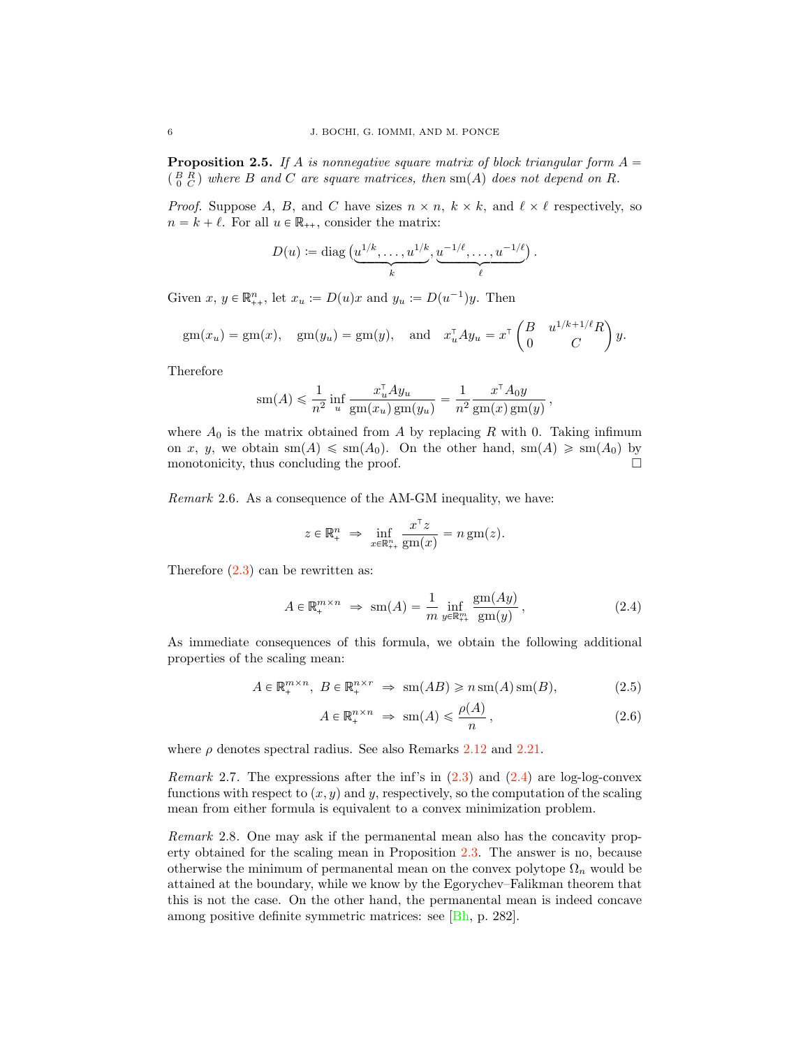**Proposition 2.5.** *If $A$ is nonnegative square matrix of block triangular form $A = \left(\begin{smallmatrix} B & R \\ 0 & C \end{smallmatrix}\right)$ where $B$ and $C$ are square matrices, then $\operatorname{sm}(A)$ does not depend on $R$.*

*Proof.* Suppose $A$, $B$, and $C$ have sizes $n \times n$, $k \times k$, and $\ell \times \ell$ respectively, so $n = k + \ell$. For all $u \in \mathbb{R}_{++}$, consider the matrix:

$$D(u) := \operatorname{diag}\big(\underbrace{u^{1/k}, \dots, u^{1/k}}_{k}, \underbrace{u^{-1/\ell}, \dots, u^{-1/\ell}}_{\ell}\big) .$$

Given $x$, $y \in \mathbb{R}^n_{++}$, let $x_u := D(u)x$ and $y_u := D(u^{-1})y$. Then

$$\operatorname{gm}(x_u) = \operatorname{gm}(x), \quad \operatorname{gm}(y_u) = \operatorname{gm}(y), \quad \text{and} \quad x_u^\top A y_u = x^\top \begin{pmatrix} B & u^{1/k+1/\ell} R \\ 0 & C \end{pmatrix} y.$$

Therefore

$$\operatorname{sm}(A) \leqslant \frac{1}{n^2} \inf_u \frac{x_u^\top A y_u}{\operatorname{gm}(x_u)\operatorname{gm}(y_u)} = \frac{1}{n^2} \frac{x^\top A_0 y}{\operatorname{gm}(x)\operatorname{gm}(y)} ,$$

where $A_0$ is the matrix obtained from $A$ by replacing $R$ with $0$. Taking infimum on $x$, $y$, we obtain $\operatorname{sm}(A) \leqslant \operatorname{sm}(A_0)$. On the other hand, $\operatorname{sm}(A) \geqslant \operatorname{sm}(A_0)$ by monotonicity, thus concluding the proof. $\square$

*Remark* 2.6. As a consequence of the AM-GM inequality, we have:

$$z \in \mathbb{R}^n_+ \;\Rightarrow\; \inf_{x \in \mathbb{R}^n_{++}} \frac{x^\top z}{\operatorname{gm}(x)} = n \operatorname{gm}(z).$$

Therefore (2.3) can be rewritten as:

$$A \in \mathbb{R}^{m \times n}_+ \;\Rightarrow\; \operatorname{sm}(A) = \frac{1}{m} \inf_{y \in \mathbb{R}^m_{++}} \frac{\operatorname{gm}(Ay)}{\operatorname{gm}(y)} , \tag{2.4}$$

As immediate consequences of this formula, we obtain the following additional properties of the scaling mean:

$$A \in \mathbb{R}^{m \times n}_+, \; B \in \mathbb{R}^{n \times r}_+ \;\Rightarrow\; \operatorname{sm}(AB) \geqslant n \operatorname{sm}(A) \operatorname{sm}(B), \tag{2.5}$$

$$A \in \mathbb{R}^{n \times n}_+ \;\Rightarrow\; \operatorname{sm}(A) \leqslant \frac{\rho(A)}{n} , \tag{2.6}$$

where $\rho$ denotes spectral radius. See also Remarks 2.12 and 2.21.

*Remark* 2.7. The expressions after the inf's in (2.3) and (2.4) are log-log-convex functions with respect to $(x, y)$ and $y$, respectively, so the computation of the scaling mean from either formula is equivalent to a convex minimization problem.

*Remark* 2.8. One may ask if the permanental mean also has the concavity property obtained for the scaling mean in Proposition 2.3. The answer is no, because otherwise the minimum of permanental mean on the convex polytope $\Omega_n$ would be attained at the boundary, while we know by the Egorychev–Falikman theorem that this is not the case. On the other hand, the permanental mean is indeed concave among positive definite symmetric matrices: see [Bh, p. 282].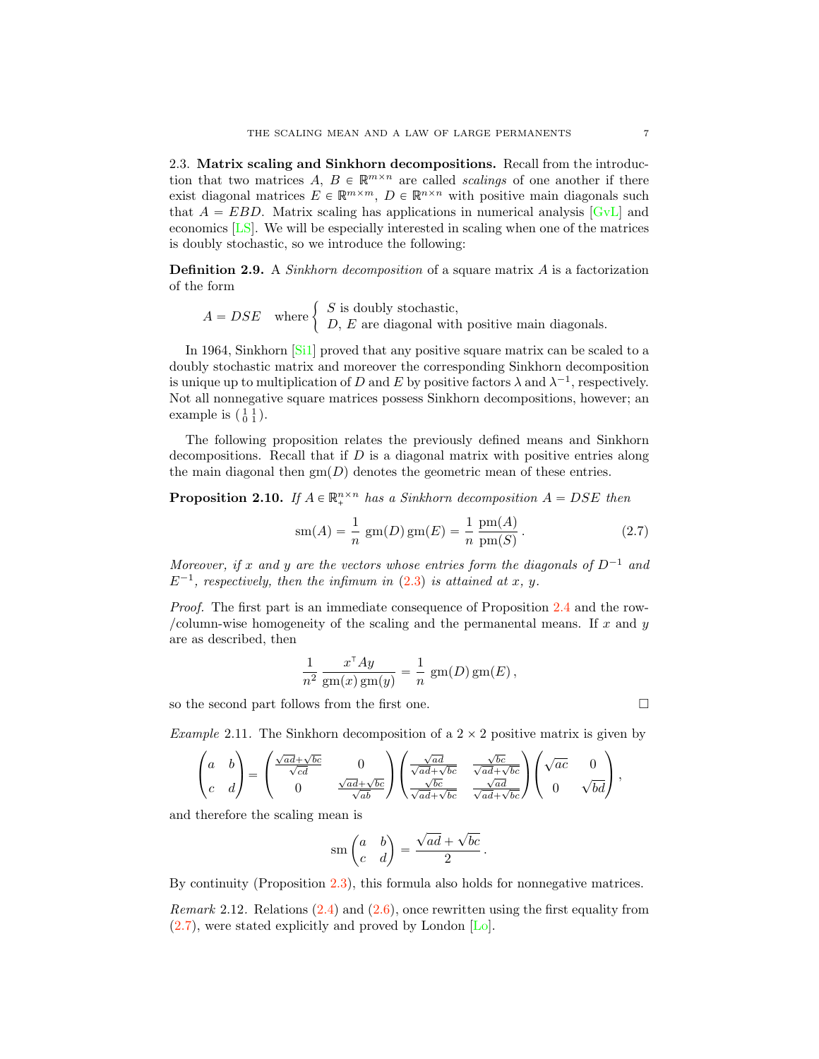2.3. **Matrix scaling and Sinkhorn decompositions.** Recall from the introduction that two matrices $A$, $B \in \mathbb{R}^{m\times n}$ are called *scalings* of one another if there exist diagonal matrices $E \in \mathbb{R}^{m\times m}$, $D \in \mathbb{R}^{n\times n}$ with positive main diagonals such that $A = EBD$. Matrix scaling has applications in numerical analysis [GvL] and economics [LS]. We will be especially interested in scaling when one of the matrices is doubly stochastic, so we introduce the following:

**Definition 2.9.** A *Sinkhorn decomposition* of a square matrix $A$ is a factorization of the form

$$A = DSE \quad \text{where} \begin{cases} S \text{ is doubly stochastic,} \\ D,\, E \text{ are diagonal with positive main diagonals.} \end{cases}$$

In 1964, Sinkhorn [Si1] proved that any positive square matrix can be scaled to a doubly stochastic matrix and moreover the corresponding Sinkhorn decomposition is unique up to multiplication of $D$ and $E$ by positive factors $\lambda$ and $\lambda^{-1}$, respectively. Not all nonnegative square matrices possess Sinkhorn decompositions, however; an example is $\left(\begin{smallmatrix} 1 & 1 \\ 0 & 1 \end{smallmatrix}\right)$.

The following proposition relates the previously defined means and Sinkhorn decompositions. Recall that if $D$ is a diagonal matrix with positive entries along the main diagonal then $\operatorname{gm}(D)$ denotes the geometric mean of these entries.

**Proposition 2.10.** *If $A \in \mathbb{R}_+^{n\times n}$ has a Sinkhorn decomposition $A = DSE$ then*

$$\operatorname{sm}(A) = \frac{1}{n}\, \operatorname{gm}(D)\operatorname{gm}(E) = \frac{1}{n}\,\frac{\operatorname{pm}(A)}{\operatorname{pm}(S)}\,. \tag{2.7}$$

*Moreover, if $x$ and $y$ are the vectors whose entries form the diagonals of $D^{-1}$ and $E^{-1}$, respectively, then the infimum in (2.3) is attained at $x$, $y$.*

*Proof.* The first part is an immediate consequence of Proposition 2.4 and the row-/column-wise homogeneity of the scaling and the permanental means. If $x$ and $y$ are as described, then

$$\frac{1}{n^2}\,\frac{x^\top A y}{\operatorname{gm}(x)\operatorname{gm}(y)} = \frac{1}{n}\, \operatorname{gm}(D)\operatorname{gm}(E)\,,$$

so the second part follows from the first one. □

*Example* 2.11. The Sinkhorn decomposition of a $2\times 2$ positive matrix is given by

$$\begin{pmatrix} a & b \\ c & d \end{pmatrix} = \begin{pmatrix} \frac{\sqrt{ad}+\sqrt{bc}}{\sqrt{cd}} & 0 \\ 0 & \frac{\sqrt{ad}+\sqrt{bc}}{\sqrt{ab}} \end{pmatrix} \begin{pmatrix} \frac{\sqrt{ad}}{\sqrt{ad}+\sqrt{bc}} & \frac{\sqrt{bc}}{\sqrt{ad}+\sqrt{bc}} \\ \frac{\sqrt{bc}}{\sqrt{ad}+\sqrt{bc}} & \frac{\sqrt{ad}}{\sqrt{ad}+\sqrt{bc}} \end{pmatrix} \begin{pmatrix} \sqrt{ac} & 0 \\ 0 & \sqrt{bd} \end{pmatrix},$$

and therefore the scaling mean is

$$\operatorname{sm}\begin{pmatrix} a & b \\ c & d \end{pmatrix} = \frac{\sqrt{ad}+\sqrt{bc}}{2}\,.$$

By continuity (Proposition 2.3), this formula also holds for nonnegative matrices.

*Remark* 2.12. Relations (2.4) and (2.6), once rewritten using the first equality from (2.7), were stated explicitly and proved by London [Lo].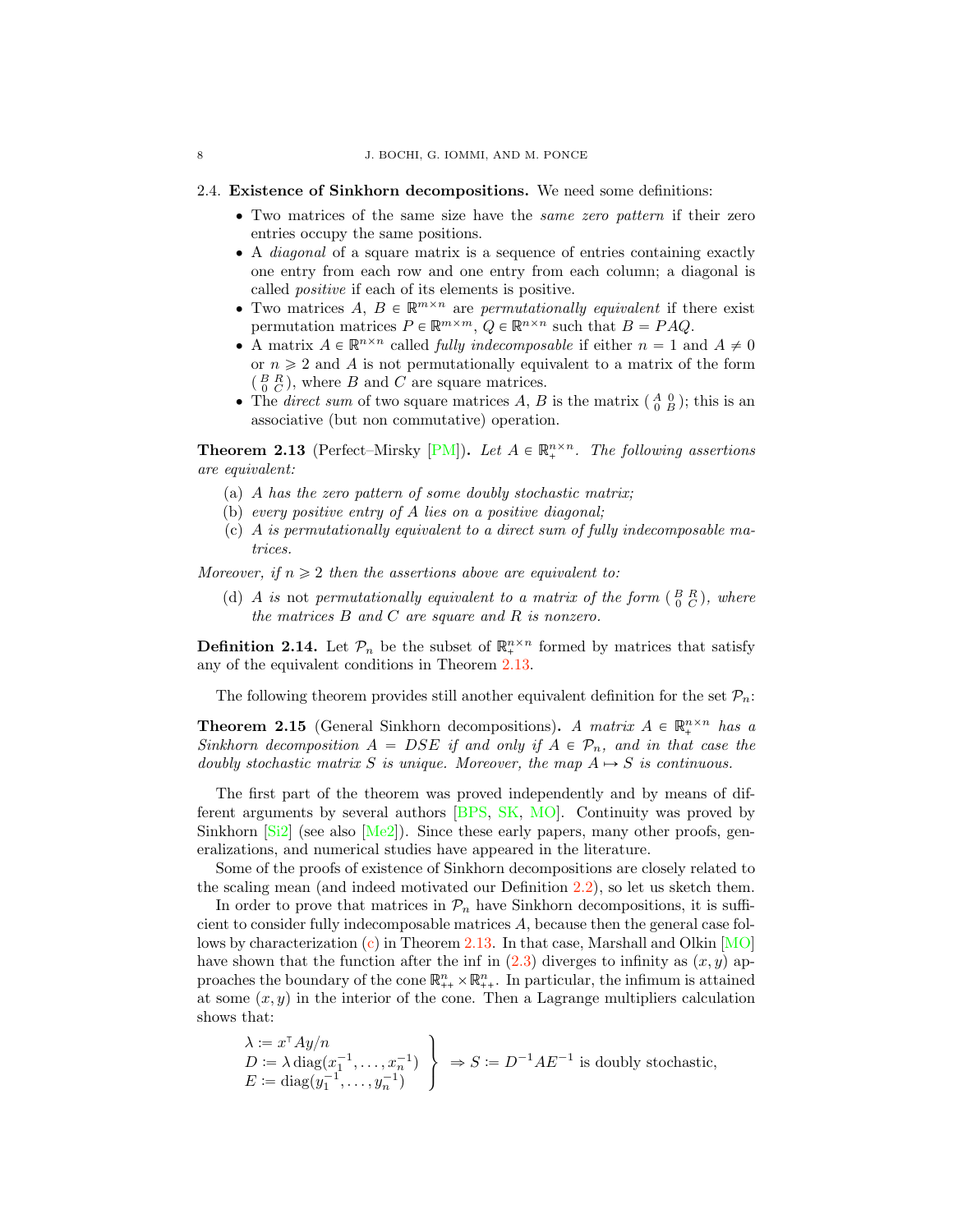### 2.4. Existence of Sinkhorn decompositions.

We need some definitions:

- Two matrices of the same size have the *same zero pattern* if their zero entries occupy the same positions.
- A *diagonal* of a square matrix is a sequence of entries containing exactly one entry from each row and one entry from each column; a diagonal is called *positive* if each of its elements is positive.
- Two matrices $A$, $B \in \mathbb{R}^{m\times n}$ are *permutationally equivalent* if there exist permutation matrices $P \in \mathbb{R}^{m\times m}$, $Q \in \mathbb{R}^{n\times n}$ such that $B = PAQ$.
- A matrix $A \in \mathbb{R}^{n\times n}$ called *fully indecomposable* if either $n = 1$ and $A \neq 0$ or $n \geqslant 2$ and $A$ is not permutationally equivalent to a matrix of the form $\left(\begin{smallmatrix} B & R \\ 0 & C \end{smallmatrix}\right)$, where $B$ and $C$ are square matrices.
- The *direct sum* of two square matrices $A$, $B$ is the matrix $\left(\begin{smallmatrix} A & 0 \\ 0 & B \end{smallmatrix}\right)$; this is an associative (but non commutative) operation.

**Theorem 2.13** (Perfect–Mirsky [PM])**.** *Let $A \in \mathbb{R}_+^{n\times n}$. The following assertions are equivalent:*

(a) *$A$ has the zero pattern of some doubly stochastic matrix;*
(b) *every positive entry of $A$ lies on a positive diagonal;*
(c) *$A$ is permutationally equivalent to a direct sum of fully indecomposable matrices.*

*Moreover, if $n \geqslant 2$ then the assertions above are equivalent to:*

(d) *$A$ is* not *permutationally equivalent to a matrix of the form $\left(\begin{smallmatrix} B & R \\ 0 & C \end{smallmatrix}\right)$, where the matrices $B$ and $C$ are square and $R$ is nonzero.*

**Definition 2.14.** Let $\mathcal{P}_n$ be the subset of $\mathbb{R}_+^{n\times n}$ formed by matrices that satisfy any of the equivalent conditions in Theorem 2.13.

The following theorem provides still another equivalent definition for the set $\mathcal{P}_n$:

**Theorem 2.15** (General Sinkhorn decompositions)**.** *A matrix $A \in \mathbb{R}_+^{n\times n}$ has a Sinkhorn decomposition $A = DSE$ if and only if $A \in \mathcal{P}_n$, and in that case the doubly stochastic matrix $S$ is unique. Moreover, the map $A \mapsto S$ is continuous.*

The first part of the theorem was proved independently and by means of different arguments by several authors [BPS, SK, MO]. Continuity was proved by Sinkhorn [Si2] (see also [Me2]). Since these early papers, many other proofs, generalizations, and numerical studies have appeared in the literature.

Some of the proofs of existence of Sinkhorn decompositions are closely related to the scaling mean (and indeed motivated our Definition 2.2), so let us sketch them.

In order to prove that matrices in $\mathcal{P}_n$ have Sinkhorn decompositions, it is sufficient to consider fully indecomposable matrices $A$, because then the general case follows by characterization (c) in Theorem 2.13. In that case, Marshall and Olkin [MO] have shown that the function after the inf in (2.3) diverges to infinity as $(x, y)$ approaches the boundary of the cone $\mathbb{R}_{++}^n \times \mathbb{R}_{++}^n$. In particular, the infimum is attained at some $(x, y)$ in the interior of the cone. Then a Lagrange multipliers calculation shows that:

$$\left.\begin{aligned} &\lambda := x^{\mathsf{T}} A y / n \\ &D := \lambda \operatorname{diag}(x_1^{-1}, \dots, x_n^{-1}) \\ &E := \operatorname{diag}(y_1^{-1}, \dots, y_n^{-1}) \end{aligned}\right\} \Rightarrow S := D^{-1} A E^{-1} \text{ is doubly stochastic,}$$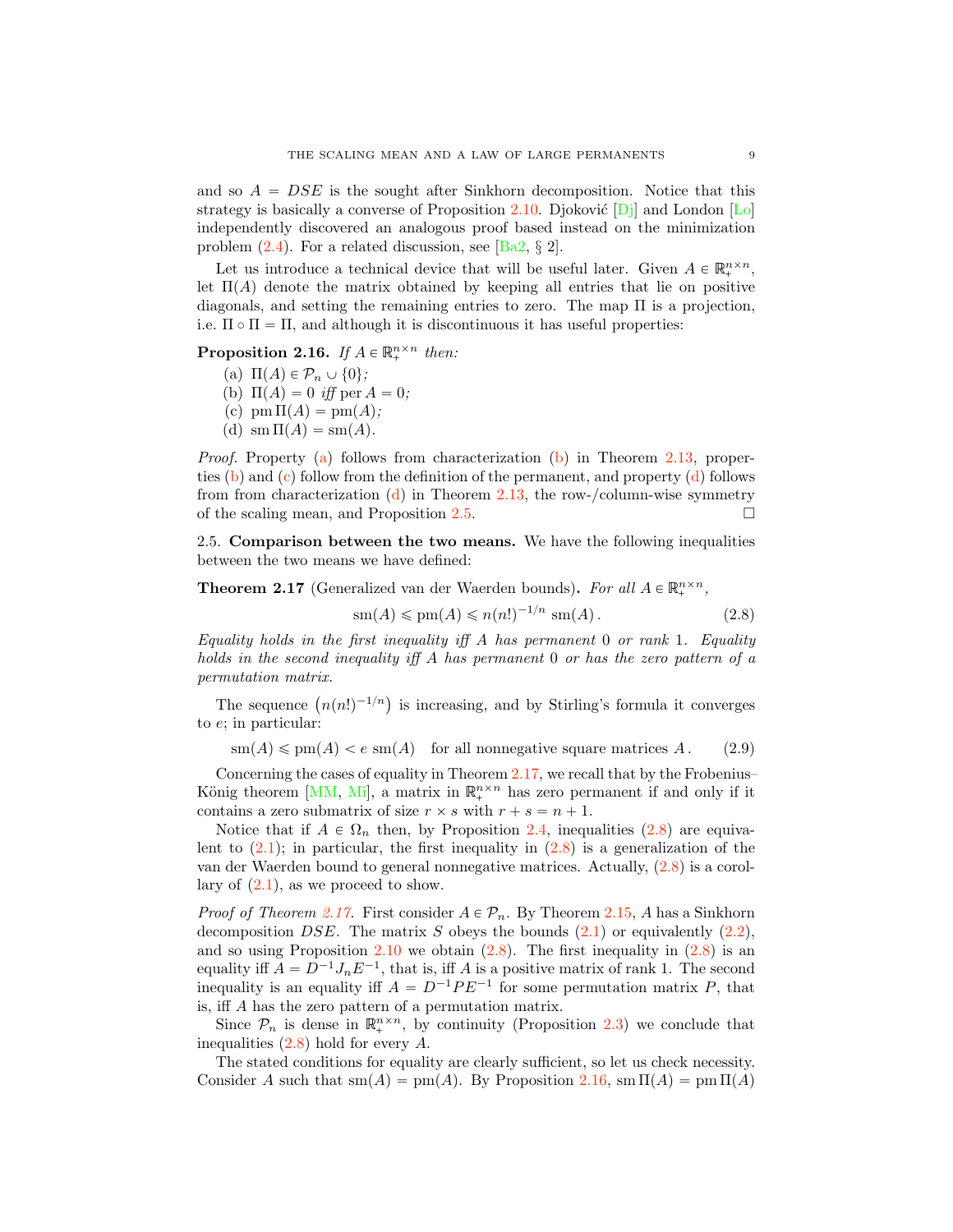and so $A = DSE$ is the sought after Sinkhorn decomposition. Notice that this strategy is basically a converse of Proposition 2.10. Djoković [Dj] and London [Lo] independently discovered an analogous proof based instead on the minimization problem (2.4). For a related discussion, see [Ba2, § 2].

Let us introduce a technical device that will be useful later. Given $A \in \mathbb{R}_+^{n\times n}$, let $\Pi(A)$ denote the matrix obtained by keeping all entries that lie on positive diagonals, and setting the remaining entries to zero. The map $\Pi$ is a projection, i.e. $\Pi \circ \Pi = \Pi$, and although it is discontinuous it has useful properties:

**Proposition 2.16.** *If $A \in \mathbb{R}_+^{n\times n}$ then:*

- (a) $\Pi(A) \in \mathcal{P}_n \cup \{0\}$;
- (b) $\Pi(A) = 0$ *iff* $\operatorname{per} A = 0$;
- (c) $\operatorname{pm}\Pi(A) = \operatorname{pm}(A)$;
- (d) $\operatorname{sm}\Pi(A) = \operatorname{sm}(A)$.

*Proof.* Property (a) follows from characterization (b) in Theorem 2.13, properties (b) and (c) follow from the definition of the permanent, and property (d) follows from from characterization (d) in Theorem 2.13, the row-/column-wise symmetry of the scaling mean, and Proposition 2.5. ☐

2.5. **Comparison between the two means.** We have the following inequalities between the two means we have defined:

**Theorem 2.17** (Generalized van der Waerden bounds)**.** *For all $A \in \mathbb{R}_+^{n\times n}$,*

$$\operatorname{sm}(A) \leqslant \operatorname{pm}(A) \leqslant n(n!)^{-1/n} \operatorname{sm}(A)\,. \tag{2.8}$$

*Equality holds in the first inequality iff $A$ has permanent $0$ or rank $1$. Equality holds in the second inequality iff $A$ has permanent $0$ or has the zero pattern of a permutation matrix.*

The sequence $\left(n(n!)^{-1/n}\right)$ is increasing, and by Stirling's formula it converges to $e$; in particular:

$$\operatorname{sm}(A) \leqslant \operatorname{pm}(A) < e \operatorname{sm}(A) \quad \text{for all nonnegative square matrices } A\,. \tag{2.9}$$

Concerning the cases of equality in Theorem 2.17, we recall that by the Frobenius–König theorem [MM, Mi], a matrix in $\mathbb{R}_+^{n\times n}$ has zero permanent if and only if it contains a zero submatrix of size $r \times s$ with $r + s = n + 1$.

Notice that if $A \in \Omega_n$ then, by Proposition 2.4, inequalities (2.8) are equivalent to (2.1); in particular, the first inequality in (2.8) is a generalization of the van der Waerden bound to general nonnegative matrices. Actually, (2.8) is a corollary of (2.1), as we proceed to show.

*Proof of Theorem 2.17.* First consider $A \in \mathcal{P}_n$. By Theorem 2.15, $A$ has a Sinkhorn decomposition $DSE$. The matrix $S$ obeys the bounds (2.1) or equivalently (2.2), and so using Proposition 2.10 we obtain (2.8). The first inequality in (2.8) is an equality iff $A = D^{-1}J_nE^{-1}$, that is, iff $A$ is a positive matrix of rank 1. The second inequality is an equality iff $A = D^{-1}PE^{-1}$ for some permutation matrix $P$, that is, iff $A$ has the zero pattern of a permutation matrix.

Since $\mathcal{P}_n$ is dense in $\mathbb{R}_+^{n\times n}$, by continuity (Proposition 2.3) we conclude that inequalities (2.8) hold for every $A$.

The stated conditions for equality are clearly sufficient, so let us check necessity. Consider $A$ such that $\operatorname{sm}(A) = \operatorname{pm}(A)$. By Proposition 2.16, $\operatorname{sm}\Pi(A) = \operatorname{pm}\Pi(A)$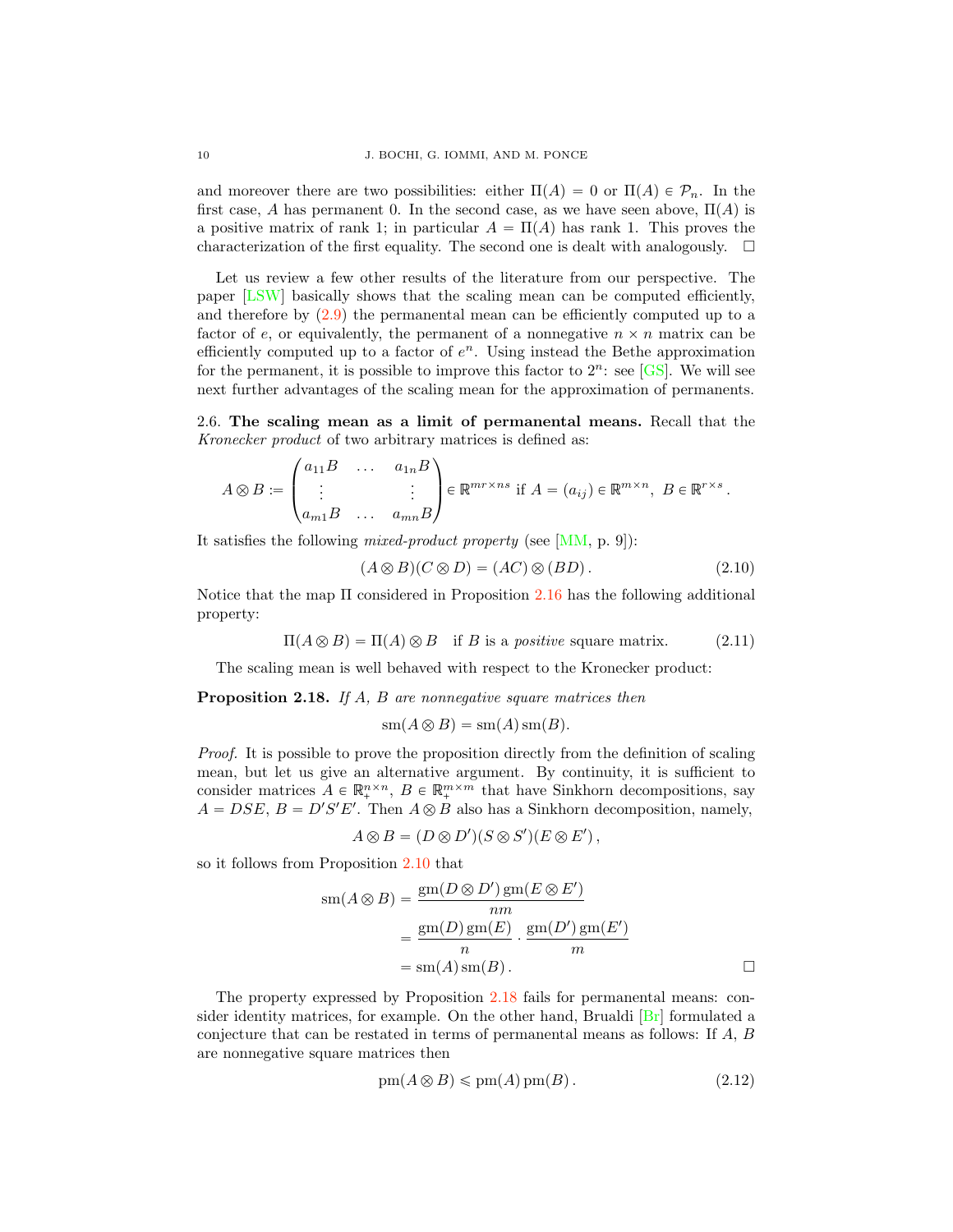and moreover there are two possibilities: either $\Pi(A) = 0$ or $\Pi(A) \in \mathcal{P}_n$. In the first case, $A$ has permanent 0. In the second case, as we have seen above, $\Pi(A)$ is a positive matrix of rank 1; in particular $A = \Pi(A)$ has rank 1. This proves the characterization of the first equality. The second one is dealt with analogously. $\square$

Let us review a few other results of the literature from our perspective. The paper [LSW] basically shows that the scaling mean can be computed efficiently, and therefore by (2.9) the permanental mean can be efficiently computed up to a factor of $e$, or equivalently, the permanent of a nonnegative $n \times n$ matrix can be efficiently computed up to a factor of $e^n$. Using instead the Bethe approximation for the permanent, it is possible to improve this factor to $2^n$: see [GS]. We will see next further advantages of the scaling mean for the approximation of permanents.

2.6. **The scaling mean as a limit of permanental means.** Recall that the *Kronecker product* of two arbitrary matrices is defined as:

$$A \otimes B := \begin{pmatrix} a_{11}B & \dots & a_{1n}B \\ \vdots & & \vdots \\ a_{m1}B & \dots & a_{mn}B \end{pmatrix} \in \mathbb{R}^{mr \times ns} \text{ if } A = (a_{ij}) \in \mathbb{R}^{m \times n}, \ B \in \mathbb{R}^{r \times s}.$$

It satisfies the following *mixed-product property* (see [MM, p. 9]):

$$(A \otimes B)(C \otimes D) = (AC) \otimes (BD). \tag{2.10}$$

Notice that the map $\Pi$ considered in Proposition 2.16 has the following additional property:

$$\Pi(A \otimes B) = \Pi(A) \otimes B \quad \text{if } B \text{ is a } \textit{positive} \text{ square matrix.} \tag{2.11}$$

The scaling mean is well behaved with respect to the Kronecker product:

**Proposition 2.18.** *If $A$, $B$ are nonnegative square matrices then*

$$\operatorname{sm}(A \otimes B) = \operatorname{sm}(A)\operatorname{sm}(B).$$

*Proof.* It is possible to prove the proposition directly from the definition of scaling mean, but let us give an alternative argument. By continuity, it is sufficient to consider matrices $A \in \mathbb{R}_+^{n\times n}$, $B \in \mathbb{R}_+^{m\times m}$ that have Sinkhorn decompositions, say $A = DSE$, $B = D'S'E'$. Then $A \otimes B$ also has a Sinkhorn decomposition, namely,

$$A \otimes B = (D \otimes D')(S \otimes S')(E \otimes E'),$$

so it follows from Proposition 2.10 that

$$\begin{aligned} \operatorname{sm}(A \otimes B) &= \frac{\operatorname{gm}(D \otimes D')\operatorname{gm}(E \otimes E')}{nm} \\ &= \frac{\operatorname{gm}(D)\operatorname{gm}(E)}{n} \cdot \frac{\operatorname{gm}(D')\operatorname{gm}(E')}{m} \\ &= \operatorname{sm}(A)\operatorname{sm}(B). \end{aligned}$$

$\square$

The property expressed by Proposition 2.18 fails for permanental means: consider identity matrices, for example. On the other hand, Brualdi [Br] formulated a conjecture that can be restated in terms of permanental means as follows: If $A$, $B$ are nonnegative square matrices then

$$\operatorname{pm}(A \otimes B) \leqslant \operatorname{pm}(A)\operatorname{pm}(B). \tag{2.12}$$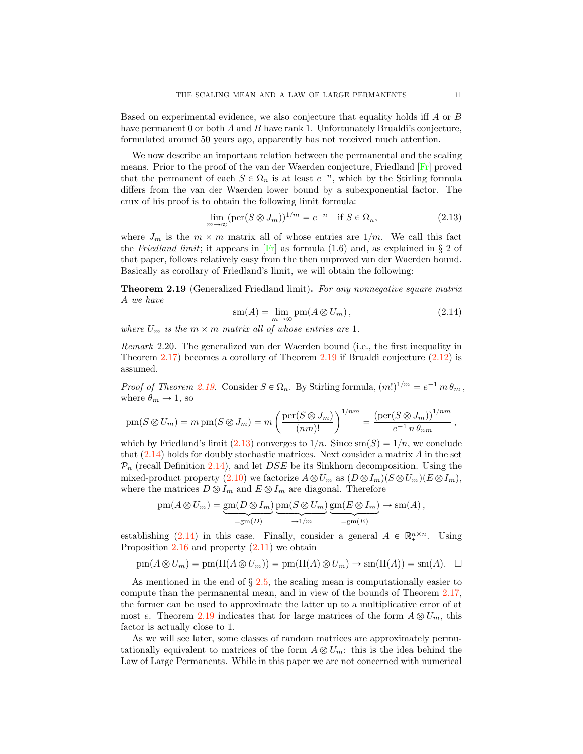Based on experimental evidence, we also conjecture that equality holds iff $A$ or $B$ have permanent 0 or both $A$ and $B$ have rank 1. Unfortunately Brualdi's conjecture, formulated around 50 years ago, apparently has not received much attention.

We now describe an important relation between the permanental and the scaling means. Prior to the proof of the van der Waerden conjecture, Friedland [Fr] proved that the permanent of each $S \in \Omega_n$ is at least $e^{-n}$, which by the Stirling formula differs from the van der Waerden lower bound by a subexponential factor. The crux of his proof is to obtain the following limit formula:

$$\lim_{m\to\infty} (\operatorname{per}(S \otimes J_m))^{1/m} = e^{-n} \quad \text{if } S \in \Omega_n, \tag{2.13}$$

where $J_m$ is the $m \times m$ matrix all of whose entries are $1/m$. We call this fact the *Friedland limit*; it appears in [Fr] as formula (1.6) and, as explained in § 2 of that paper, follows relatively easy from the then unproved van der Waerden bound. Basically as corollary of Friedland's limit, we will obtain the following:

**Theorem 2.19** (Generalized Friedland limit)**.** *For any nonnegative square matrix $A$ we have*

$$\operatorname{sm}(A) = \lim_{m\to\infty} \operatorname{pm}(A \otimes U_m), \tag{2.14}$$

*where $U_m$ is the $m \times m$ matrix all of whose entries are 1.*

*Remark* 2.20. The generalized van der Waerden bound (i.e., the first inequality in Theorem 2.17) becomes a corollary of Theorem 2.19 if Brualdi conjecture (2.12) is assumed.

*Proof of Theorem 2.19.* Consider $S \in \Omega_n$. By Stirling formula, $(m!)^{1/m} = e^{-1}\, m\, \theta_m$, where $\theta_m \to 1$, so

$$\operatorname{pm}(S \otimes U_m) = m \operatorname{pm}(S \otimes J_m) = m \left( \frac{\operatorname{per}(S \otimes J_m)}{(nm)!} \right)^{1/nm} = \frac{(\operatorname{per}(S \otimes J_m))^{1/nm}}{e^{-1}\, n\, \theta_{nm}},$$

which by Friedland's limit (2.13) converges to $1/n$. Since $\operatorname{sm}(S) = 1/n$, we conclude that (2.14) holds for doubly stochastic matrices. Next consider a matrix $A$ in the set $\mathcal{P}_n$ (recall Definition 2.14), and let $DSE$ be its Sinkhorn decomposition. Using the mixed-product property (2.10) we factorize $A \otimes U_m$ as $(D \otimes I_m)(S \otimes U_m)(E \otimes I_m)$, where the matrices $D \otimes I_m$ and $E \otimes I_m$ are diagonal. Therefore

$$\operatorname{pm}(A \otimes U_m) = \underbrace{\operatorname{gm}(D \otimes I_m)}_{=\operatorname{gm}(D)} \underbrace{\operatorname{pm}(S \otimes U_m)}_{\to 1/m} \underbrace{\operatorname{gm}(E \otimes I_m)}_{=\operatorname{gm}(E)} \to \operatorname{sm}(A),$$

establishing (2.14) in this case. Finally, consider a general $A \in \mathbb{R}_+^{n \times n}$. Using Proposition 2.16 and property (2.11) we obtain

$$\operatorname{pm}(A \otimes U_m) = \operatorname{pm}(\Pi(A \otimes U_m)) = \operatorname{pm}(\Pi(A) \otimes U_m) \to \operatorname{sm}(\Pi(A)) = \operatorname{sm}(A). \quad \square$$

As mentioned in the end of § 2.5, the scaling mean is computationally easier to compute than the permanental mean, and in view of the bounds of Theorem 2.17, the former can be used to approximate the latter up to a multiplicative error of at most $e$. Theorem 2.19 indicates that for large matrices of the form $A \otimes U_m$, this factor is actually close to 1.

As we will see later, some classes of random matrices are approximately permutationally equivalent to matrices of the form $A \otimes U_m$: this is the idea behind the Law of Large Permanents. While in this paper we are not concerned with numerical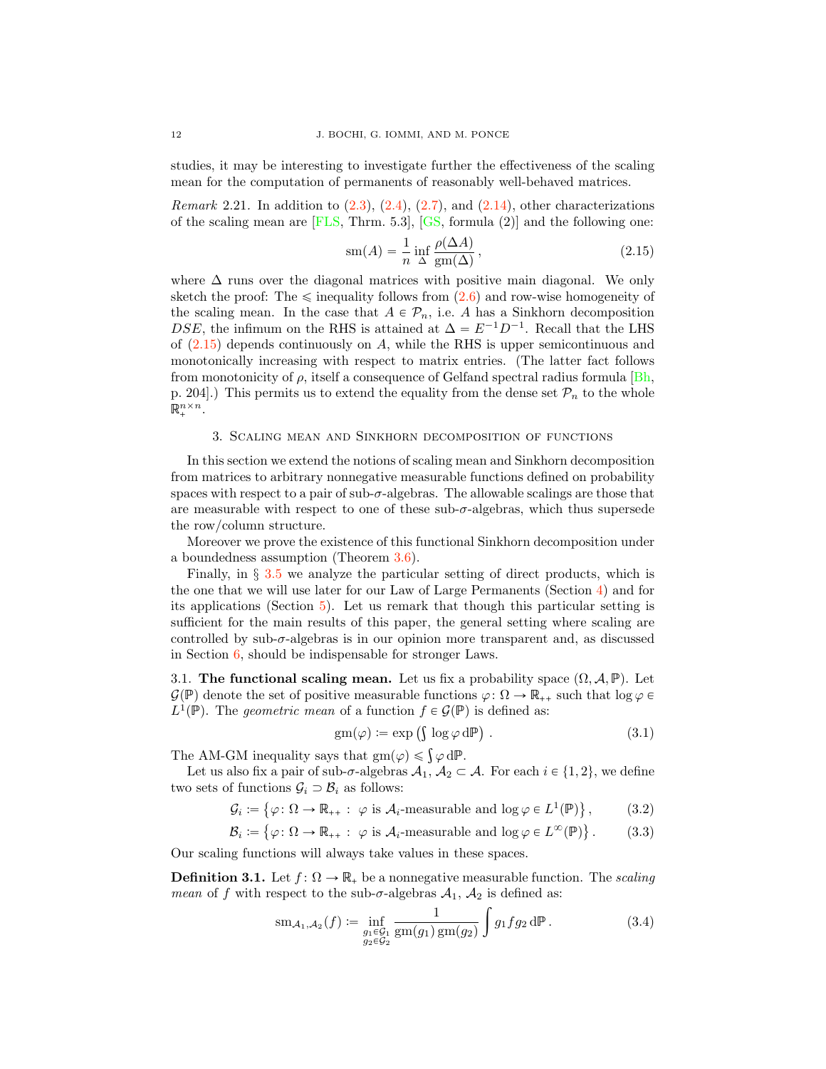studies, it may be interesting to investigate further the effectiveness of the scaling mean for the computation of permanents of reasonably well-behaved matrices.

*Remark* 2.21. In addition to (2.3), (2.4), (2.7), and (2.14), other characterizations of the scaling mean are [FLS, Thrm. 5.3], [GS, formula (2)] and the following one:

$$\mathrm{sm}(A) = \frac{1}{n} \inf_{\Delta} \frac{\rho(\Delta A)}{\mathrm{gm}(\Delta)}\,, \tag{2.15}$$

where $\Delta$ runs over the diagonal matrices with positive main diagonal. We only sketch the proof: The $\leqslant$ inequality follows from (2.6) and row-wise homogeneity of the scaling mean. In the case that $A \in \mathcal{P}_n$, i.e. $A$ has a Sinkhorn decomposition $DSE$, the infimum on the RHS is attained at $\Delta = E^{-1}D^{-1}$. Recall that the LHS of (2.15) depends continuously on $A$, while the RHS is upper semicontinuous and monotonically increasing with respect to matrix entries. (The latter fact follows from monotonicity of $\rho$, itself a consequence of Gelfand spectral radius formula [Bh, p. 204].) This permits us to extend the equality from the dense set $\mathcal{P}_n$ to the whole $\mathbb{R}_+^{n\times n}$.

## 3. Scaling mean and Sinkhorn decomposition of functions

In this section we extend the notions of scaling mean and Sinkhorn decomposition from matrices to arbitrary nonnegative measurable functions defined on probability spaces with respect to a pair of sub-$\sigma$-algebras. The allowable scalings are those that are measurable with respect to one of these sub-$\sigma$-algebras, which thus supersede the row/column structure.

Moreover we prove the existence of this functional Sinkhorn decomposition under a boundedness assumption (Theorem 3.6).

Finally, in § 3.5 we analyze the particular setting of direct products, which is the one that we will use later for our Law of Large Permanents (Section 4) and for its applications (Section 5). Let us remark that though this particular setting is sufficient for the main results of this paper, the general setting where scaling are controlled by sub-$\sigma$-algebras is in our opinion more transparent and, as discussed in Section 6, should be indispensable for stronger Laws.

3.1. **The functional scaling mean.** Let us fix a probability space $(\Omega, \mathcal{A}, \mathbb{P})$. Let $\mathcal{G}(\mathbb{P})$ denote the set of positive measurable functions $\varphi\colon \Omega \to \mathbb{R}_{++}$ such that $\log \varphi \in L^1(\mathbb{P})$. The *geometric mean* of a function $f \in \mathcal{G}(\mathbb{P})$ is defined as:

$$\mathrm{gm}(\varphi) := \exp\left(\textstyle\int \log \varphi \, \mathrm{d}\mathbb{P}\right) . \tag{3.1}$$

The AM-GM inequality says that $\mathrm{gm}(\varphi) \leqslant \int \varphi \, \mathrm{d}\mathbb{P}$.

Let us also fix a pair of sub-$\sigma$-algebras $\mathcal{A}_1, \mathcal{A}_2 \subset \mathcal{A}$. For each $i \in \{1, 2\}$, we define two sets of functions $\mathcal{G}_i \supset \mathcal{B}_i$ as follows:

$$\mathcal{G}_i := \left\{\varphi\colon \Omega \to \mathbb{R}_{++} :\ \varphi \text{ is } \mathcal{A}_i\text{-measurable and } \log\varphi \in L^1(\mathbb{P})\right\}, \tag{3.2}$$

$$\mathcal{B}_i := \left\{\varphi\colon \Omega \to \mathbb{R}_{++} :\ \varphi \text{ is } \mathcal{A}_i\text{-measurable and } \log\varphi \in L^\infty(\mathbb{P})\right\}. \tag{3.3}$$

Our scaling functions will always take values in these spaces.

**Definition 3.1.** Let $f\colon \Omega \to \mathbb{R}_+$ be a nonnegative measurable function. The *scaling mean* of $f$ with respect to the sub-$\sigma$-algebras $\mathcal{A}_1$, $\mathcal{A}_2$ is defined as:

$$\mathrm{sm}_{\mathcal{A}_1,\mathcal{A}_2}(f) := \inf_{\substack{g_1 \in \mathcal{G}_1 \\ g_2 \in \mathcal{G}_2}} \frac{1}{\mathrm{gm}(g_1)\,\mathrm{gm}(g_2)} \int g_1 f g_2 \, \mathrm{d}\mathbb{P} \,. \tag{3.4}$$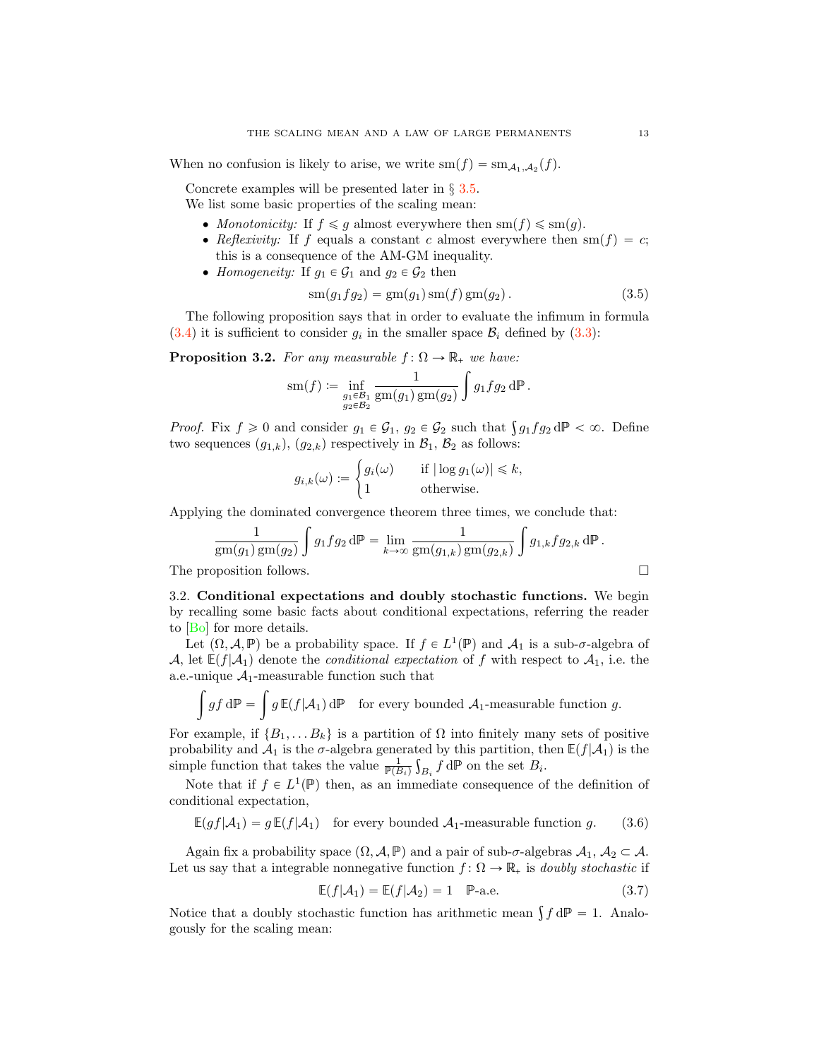When no confusion is likely to arise, we write $\mathrm{sm}(f) = \mathrm{sm}_{\mathcal{A}_1,\mathcal{A}_2}(f)$.

Concrete examples will be presented later in § 3.5.

We list some basic properties of the scaling mean:

- *Monotonicity:* If $f \leqslant g$ almost everywhere then $\mathrm{sm}(f) \leqslant \mathrm{sm}(g)$.
- *Reflexivity:* If $f$ equals a constant $c$ almost everywhere then $\mathrm{sm}(f) = c$; this is a consequence of the AM-GM inequality.
- *Homogeneity:* If $g_1 \in \mathcal{G}_1$ and $g_2 \in \mathcal{G}_2$ then

$$\mathrm{sm}(g_1 f g_2) = \mathrm{gm}(g_1)\,\mathrm{sm}(f)\,\mathrm{gm}(g_2)\,. \tag{3.5}$$

The following proposition says that in order to evaluate the infimum in formula (3.4) it is sufficient to consider $g_i$ in the smaller space $\mathcal{B}_i$ defined by (3.3):

**Proposition 3.2.** *For any measurable $f\colon \Omega \to \mathbb{R}_+$ we have:*

$$\mathrm{sm}(f) := \inf_{\substack{g_1\in\mathcal{B}_1\\ g_2\in\mathcal{B}_2}} \frac{1}{\mathrm{gm}(g_1)\,\mathrm{gm}(g_2)} \int g_1 f g_2 \, \mathrm{d}\mathbb{P}\,.$$

*Proof.* Fix $f \geqslant 0$ and consider $g_1 \in \mathcal{G}_1$, $g_2 \in \mathcal{G}_2$ such that $\int g_1 f g_2 \, \mathrm{d}\mathbb{P} < \infty$. Define two sequences $(g_{1,k})$, $(g_{2,k})$ respectively in $\mathcal{B}_1$, $\mathcal{B}_2$ as follows:

$$g_{i,k}(\omega) := \begin{cases} g_i(\omega) & \text{if } |\log g_1(\omega)| \leqslant k, \\ 1 & \text{otherwise.} \end{cases}$$

Applying the dominated convergence theorem three times, we conclude that:

$$\frac{1}{\mathrm{gm}(g_1)\,\mathrm{gm}(g_2)} \int g_1 f g_2 \, \mathrm{d}\mathbb{P} = \lim_{k\to\infty} \frac{1}{\mathrm{gm}(g_{1,k})\,\mathrm{gm}(g_{2,k})} \int g_{1,k} f g_{2,k} \, \mathrm{d}\mathbb{P}\,.$$

The proposition follows. □

3.2. **Conditional expectations and doubly stochastic functions.** We begin by recalling some basic facts about conditional expectations, referring the reader to [Bo] for more details.

Let $(\Omega, \mathcal{A}, \mathbb{P})$ be a probability space. If $f \in L^1(\mathbb{P})$ and $\mathcal{A}_1$ is a sub-$\sigma$-algebra of $\mathcal{A}$, let $\mathbb{E}(f|\mathcal{A}_1)$ denote the *conditional expectation* of $f$ with respect to $\mathcal{A}_1$, i.e. the a.e.-unique $\mathcal{A}_1$-measurable function such that

$$\int g f \, \mathrm{d}\mathbb{P} = \int g \, \mathbb{E}(f|\mathcal{A}_1) \, \mathrm{d}\mathbb{P} \quad \text{for every bounded } \mathcal{A}_1\text{-measurable function } g.$$

For example, if $\{B_1, \dots B_k\}$ is a partition of $\Omega$ into finitely many sets of positive probability and $\mathcal{A}_1$ is the $\sigma$-algebra generated by this partition, then $\mathbb{E}(f|\mathcal{A}_1)$ is the simple function that takes the value $\frac{1}{\mathbb{P}(B_i)} \int_{B_i} f \, \mathrm{d}\mathbb{P}$ on the set $B_i$.

Note that if $f \in L^1(\mathbb{P})$ then, as an immediate consequence of the definition of conditional expectation,

$$\mathbb{E}(gf|\mathcal{A}_1) = g\,\mathbb{E}(f|\mathcal{A}_1) \quad \text{for every bounded } \mathcal{A}_1\text{-measurable function } g. \tag{3.6}$$

Again fix a probability space $(\Omega, \mathcal{A}, \mathbb{P})$ and a pair of sub-$\sigma$-algebras $\mathcal{A}_1$, $\mathcal{A}_2 \subset \mathcal{A}$. Let us say that a integrable nonnegative function $f\colon \Omega \to \mathbb{R}_+$ is *doubly stochastic* if

$$\mathbb{E}(f|\mathcal{A}_1) = \mathbb{E}(f|\mathcal{A}_2) = 1 \quad \mathbb{P}\text{-a.e.} \tag{3.7}$$

Notice that a doubly stochastic function has arithmetic mean $\int f \, \mathrm{d}\mathbb{P} = 1$. Analogously for the scaling mean: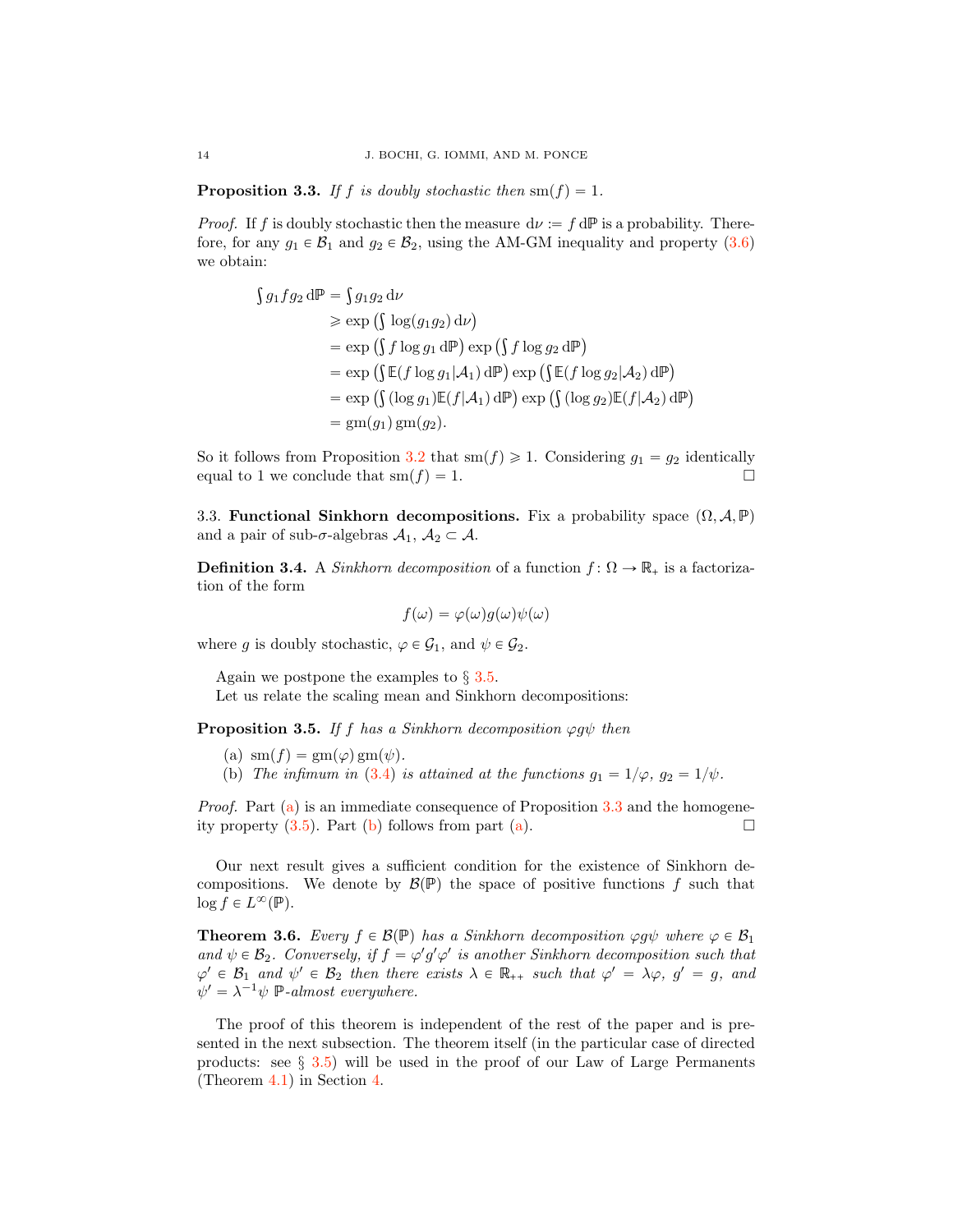**Proposition 3.3.** *If $f$ is doubly stochastic then* $\mathrm{sm}(f) = 1$.

*Proof.* If $f$ is doubly stochastic then the measure $\mathrm{d}\nu := f\,\mathrm{d}\mathbb{P}$ is a probability. Therefore, for any $g_1 \in \mathcal{B}_1$ and $g_2 \in \mathcal{B}_2$, using the AM-GM inequality and property (3.6) we obtain:

$$
\begin{aligned}
\int g_1 f g_2 \,\mathrm{d}\mathbb{P} &= \int g_1 g_2 \,\mathrm{d}\nu \\
&\geqslant \exp\left(\int \log(g_1 g_2)\,\mathrm{d}\nu\right) \\
&= \exp\left(\int f \log g_1 \,\mathrm{d}\mathbb{P}\right) \exp\left(\int f \log g_2 \,\mathrm{d}\mathbb{P}\right) \\
&= \exp\left(\int \mathbb{E}(f \log g_1 | \mathcal{A}_1)\,\mathrm{d}\mathbb{P}\right) \exp\left(\int \mathbb{E}(f \log g_2 | \mathcal{A}_2)\,\mathrm{d}\mathbb{P}\right) \\
&= \exp\left(\int (\log g_1) \mathbb{E}(f | \mathcal{A}_1)\,\mathrm{d}\mathbb{P}\right) \exp\left(\int (\log g_2) \mathbb{E}(f | \mathcal{A}_2)\,\mathrm{d}\mathbb{P}\right) \\
&= \mathrm{gm}(g_1)\,\mathrm{gm}(g_2).
\end{aligned}
$$

So it follows from Proposition 3.2 that $\mathrm{sm}(f) \geqslant 1$. Considering $g_1 = g_2$ identically equal to 1 we conclude that $\mathrm{sm}(f) = 1$. □

### 3.3. Functional Sinkhorn decompositions.

Fix a probability space $(\Omega, \mathcal{A}, \mathbb{P})$ and a pair of sub-$\sigma$-algebras $\mathcal{A}_1$, $\mathcal{A}_2 \subset \mathcal{A}$.

**Definition 3.4.** A *Sinkhorn decomposition* of a function $f \colon \Omega \to \mathbb{R}_+$ is a factorization of the form

$$
f(\omega) = \varphi(\omega) g(\omega) \psi(\omega)
$$

where $g$ is doubly stochastic, $\varphi \in \mathcal{G}_1$, and $\psi \in \mathcal{G}_2$.

Again we postpone the examples to § 3.5.

Let us relate the scaling mean and Sinkhorn decompositions:

**Proposition 3.5.** *If $f$ has a Sinkhorn decomposition $\varphi g \psi$ then*

(a) $\mathrm{sm}(f) = \mathrm{gm}(\varphi)\,\mathrm{gm}(\psi)$.

(b) *The infimum in (3.4) is attained at the functions $g_1 = 1/\varphi$, $g_2 = 1/\psi$.*

*Proof.* Part (a) is an immediate consequence of Proposition 3.3 and the homogeneity property (3.5). Part (b) follows from part (a). □

Our next result gives a sufficient condition for the existence of Sinkhorn decompositions. We denote by $\mathcal{B}(\mathbb{P})$ the space of positive functions $f$ such that $\log f \in L^\infty(\mathbb{P})$.

**Theorem 3.6.** *Every $f \in \mathcal{B}(\mathbb{P})$ has a Sinkhorn decomposition $\varphi g \psi$ where $\varphi \in \mathcal{B}_1$ and $\psi \in \mathcal{B}_2$. Conversely, if $f = \varphi' g' \varphi'$ is another Sinkhorn decomposition such that $\varphi' \in \mathcal{B}_1$ and $\psi' \in \mathcal{B}_2$ then there exists $\lambda \in \mathbb{R}_{++}$ such that $\varphi' = \lambda\varphi$, $g' = g$, and $\psi' = \lambda^{-1}\psi$ $\mathbb{P}$-almost everywhere.*

The proof of this theorem is independent of the rest of the paper and is presented in the next subsection. The theorem itself (in the particular case of directed products: see § 3.5) will be used in the proof of our Law of Large Permanents (Theorem 4.1) in Section 4.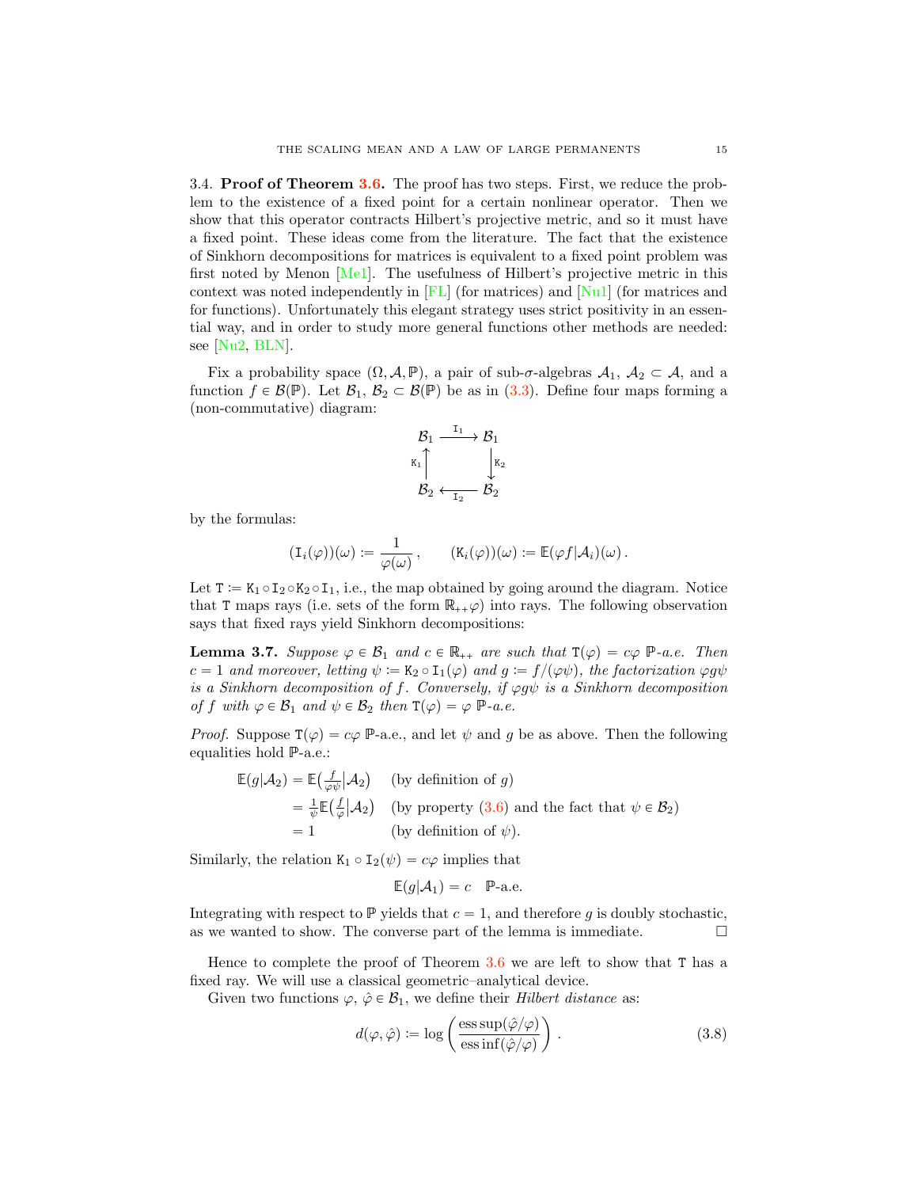### 3.4. Proof of Theorem 3.6.

The proof has two steps. First, we reduce the problem to the existence of a fixed point for a certain nonlinear operator. Then we show that this operator contracts Hilbert's projective metric, and so it must have a fixed point. These ideas come from the literature. The fact that the existence of Sinkhorn decompositions for matrices is equivalent to a fixed point problem was first noted by Menon [Me1]. The usefulness of Hilbert's projective metric in this context was noted independently in [FL] (for matrices) and [Nu1] (for matrices and for functions). Unfortunately this elegant strategy uses strict positivity in an essential way, and in order to study more general functions other methods are needed: see [Nu2, BLN].

Fix a probability space $(\Omega, \mathcal{A}, \mathbb{P})$, a pair of sub-$\sigma$-algebras $\mathcal{A}_1$, $\mathcal{A}_2 \subset \mathcal{A}$, and a function $f \in \mathcal{B}(\mathbb{P})$. Let $\mathcal{B}_1$, $\mathcal{B}_2 \subset \mathcal{B}(\mathbb{P})$ be as in (3.3). Define four maps forming a (non-commutative) diagram:

$$
\begin{array}{ccc}
\mathcal{B}_1 & \xrightarrow{\ \mathtt{I}_1\ } & \mathcal{B}_1 \\
{\scriptstyle \mathtt{K}_1}\uparrow & & \downarrow{\scriptstyle \mathtt{K}_2} \\
\mathcal{B}_2 & \xleftarrow[\ \mathtt{I}_2\ ]{} & \mathcal{B}_2
\end{array}
$$

by the formulas:

$$
(\mathtt{I}_i(\varphi))(\omega) := \frac{1}{\varphi(\omega)}\,, \qquad (\mathtt{K}_i(\varphi))(\omega) := \mathbb{E}(\varphi f|\mathcal{A}_i)(\omega)\,.
$$

Let $\mathtt{T} := \mathtt{K}_1 \circ \mathtt{I}_2 \circ \mathtt{K}_2 \circ \mathtt{I}_1$, i.e., the map obtained by going around the diagram. Notice that $\mathtt{T}$ maps rays (i.e. sets of the form $\mathbb{R}_{++}\varphi$) into rays. The following observation says that fixed rays yield Sinkhorn decompositions:

**Lemma 3.7.** *Suppose $\varphi \in \mathcal{B}_1$ and $c \in \mathbb{R}_{++}$ are such that $\mathtt{T}(\varphi) = c\varphi$ $\mathbb{P}$-a.e. Then $c = 1$ and moreover, letting $\psi := \mathtt{K}_2 \circ \mathtt{I}_1(\varphi)$ and $g := f/(\varphi\psi)$, the factorization $\varphi g \psi$ is a Sinkhorn decomposition of $f$. Conversely, if $\varphi g \psi$ is a Sinkhorn decomposition of $f$ with $\varphi \in \mathcal{B}_1$ and $\psi \in \mathcal{B}_2$ then $\mathtt{T}(\varphi) = \varphi$ $\mathbb{P}$-a.e.*

*Proof.* Suppose $\mathtt{T}(\varphi) = c\varphi$ $\mathbb{P}$-a.e., and let $\psi$ and $g$ be as above. Then the following equalities hold $\mathbb{P}$-a.e.:

$$
\begin{aligned}
\mathbb{E}(g|\mathcal{A}_2) &= \mathbb{E}\big(\tfrac{f}{\varphi\psi}\big|\mathcal{A}_2\big) && \text{(by definition of } g\text{)} \\
&= \tfrac{1}{\psi}\mathbb{E}\big(\tfrac{f}{\varphi}\big|\mathcal{A}_2\big) && \text{(by property (3.6) and the fact that } \psi \in \mathcal{B}_2\text{)} \\
&= 1 && \text{(by definition of } \psi\text{)}.
\end{aligned}
$$

Similarly, the relation $\mathtt{K}_1 \circ \mathtt{I}_2(\psi) = c\varphi$ implies that

$$
\mathbb{E}(g|\mathcal{A}_1) = c \quad \mathbb{P}\text{-a.e.}
$$

Integrating with respect to $\mathbb{P}$ yields that $c = 1$, and therefore $g$ is doubly stochastic, as we wanted to show. The converse part of the lemma is immediate. $\square$

Hence to complete the proof of Theorem 3.6 we are left to show that $\mathtt{T}$ has a fixed ray. We will use a classical geometric–analytical device.

Given two functions $\varphi$, $\hat{\varphi} \in \mathcal{B}_1$, we define their *Hilbert distance* as:

$$
d(\varphi, \hat{\varphi}) := \log\left(\frac{\operatorname{ess\,sup}(\hat{\varphi}/\varphi)}{\operatorname{ess\,inf}(\hat{\varphi}/\varphi)}\right). \tag{3.8}
$$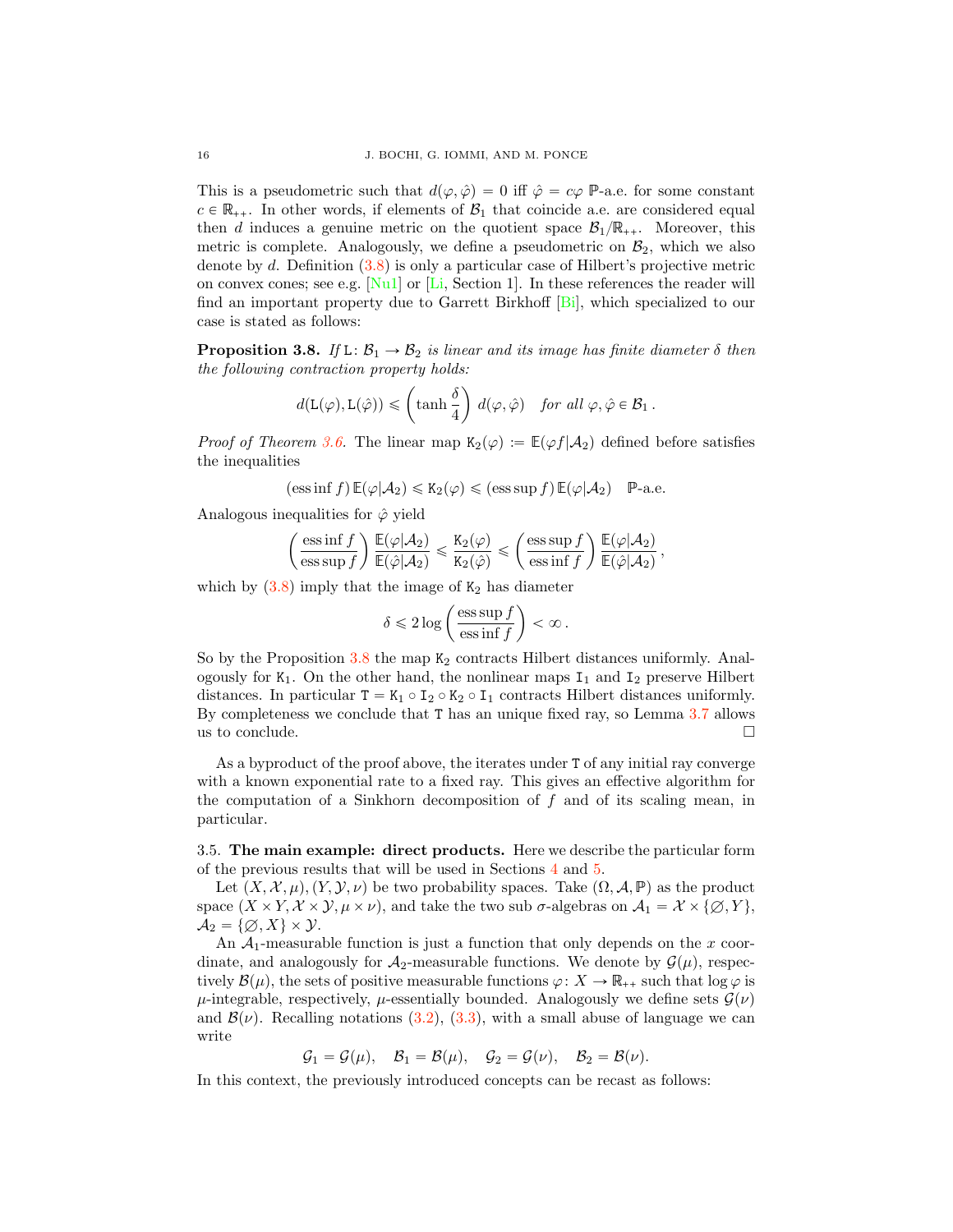This is a pseudometric such that $d(\varphi, \hat{\varphi}) = 0$ iff $\hat{\varphi} = c\varphi$ $\mathbb{P}$-a.e. for some constant $c \in \mathbb{R}_{++}$. In other words, if elements of $\mathcal{B}_1$ that coincide a.e. are considered equal then $d$ induces a genuine metric on the quotient space $\mathcal{B}_1/\mathbb{R}_{++}$. Moreover, this metric is complete. Analogously, we define a pseudometric on $\mathcal{B}_2$, which we also denote by $d$. Definition (3.8) is only a particular case of Hilbert's projective metric on convex cones; see e.g. [Nu1] or [Li, Section 1]. In these references the reader will find an important property due to Garrett Birkhoff [Bi], which specialized to our case is stated as follows:

**Proposition 3.8.** *If* $\mathtt{L}\colon \mathcal{B}_1 \to \mathcal{B}_2$ *is linear and its image has finite diameter* $\delta$ *then the following contraction property holds:*

$$d(\mathtt{L}(\varphi), \mathtt{L}(\hat{\varphi})) \leqslant \left(\tanh \frac{\delta}{4}\right) d(\varphi, \hat{\varphi}) \quad \textit{for all } \varphi, \hat{\varphi} \in \mathcal{B}_1 .$$

*Proof of Theorem 3.6.* The linear map $\mathtt{K}_2(\varphi) := \mathbb{E}(\varphi f | \mathcal{A}_2)$ defined before satisfies the inequalities

$$(\operatorname{ess\,inf} f)\, \mathbb{E}(\varphi|\mathcal{A}_2) \leqslant \mathtt{K}_2(\varphi) \leqslant (\operatorname{ess\,sup} f)\, \mathbb{E}(\varphi|\mathcal{A}_2) \quad \mathbb{P}\text{-a.e.}$$

Analogous inequalities for $\hat{\varphi}$ yield

$$\left(\frac{\operatorname{ess\,inf} f}{\operatorname{ess\,sup} f}\right) \frac{\mathbb{E}(\varphi|\mathcal{A}_2)}{\mathbb{E}(\hat{\varphi}|\mathcal{A}_2)} \leqslant \frac{\mathtt{K}_2(\varphi)}{\mathtt{K}_2(\hat{\varphi})} \leqslant \left(\frac{\operatorname{ess\,sup} f}{\operatorname{ess\,inf} f}\right) \frac{\mathbb{E}(\varphi|\mathcal{A}_2)}{\mathbb{E}(\hat{\varphi}|\mathcal{A}_2)} ,$$

which by (3.8) imply that the image of $\mathtt{K}_2$ has diameter

$$\delta \leqslant 2 \log \left(\frac{\operatorname{ess\,sup} f}{\operatorname{ess\,inf} f}\right) < \infty .$$

So by the Proposition 3.8 the map $\mathtt{K}_2$ contracts Hilbert distances uniformly. Analogously for $\mathtt{K}_1$. On the other hand, the nonlinear maps $\mathtt{I}_1$ and $\mathtt{I}_2$ preserve Hilbert distances. In particular $\mathtt{T} = \mathtt{K}_1 \circ \mathtt{I}_2 \circ \mathtt{K}_2 \circ \mathtt{I}_1$ contracts Hilbert distances uniformly. By completeness we conclude that $\mathtt{T}$ has an unique fixed ray, so Lemma 3.7 allows us to conclude. □

As a byproduct of the proof above, the iterates under $\mathtt{T}$ of any initial ray converge with a known exponential rate to a fixed ray. This gives an effective algorithm for the computation of a Sinkhorn decomposition of $f$ and of its scaling mean, in particular.

3.5. **The main example: direct products.** Here we describe the particular form of the previous results that will be used in Sections 4 and 5.

Let $(X, \mathcal{X}, \mu), (Y, \mathcal{Y}, \nu)$ be two probability spaces. Take $(\Omega, \mathcal{A}, \mathbb{P})$ as the product space $(X \times Y, \mathcal{X} \times \mathcal{Y}, \mu \times \nu)$, and take the two sub $\sigma$-algebras on $\mathcal{A}_1 = \mathcal{X} \times \{\varnothing, Y\}$, $\mathcal{A}_2 = \{\varnothing, X\} \times \mathcal{Y}$.

An $\mathcal{A}_1$-measurable function is just a function that only depends on the $x$ coordinate, and analogously for $\mathcal{A}_2$-measurable functions. We denote by $\mathcal{G}(\mu)$, respectively $\mathcal{B}(\mu)$, the sets of positive measurable functions $\varphi\colon X \to \mathbb{R}_{++}$ such that $\log \varphi$ is $\mu$-integrable, respectively, $\mu$-essentially bounded. Analogously we define sets $\mathcal{G}(\nu)$ and $\mathcal{B}(\nu)$. Recalling notations (3.2), (3.3), with a small abuse of language we can write

$$\mathcal{G}_1 = \mathcal{G}(\mu), \quad \mathcal{B}_1 = \mathcal{B}(\mu), \quad \mathcal{G}_2 = \mathcal{G}(\nu), \quad \mathcal{B}_2 = \mathcal{B}(\nu).$$

In this context, the previously introduced concepts can be recast as follows: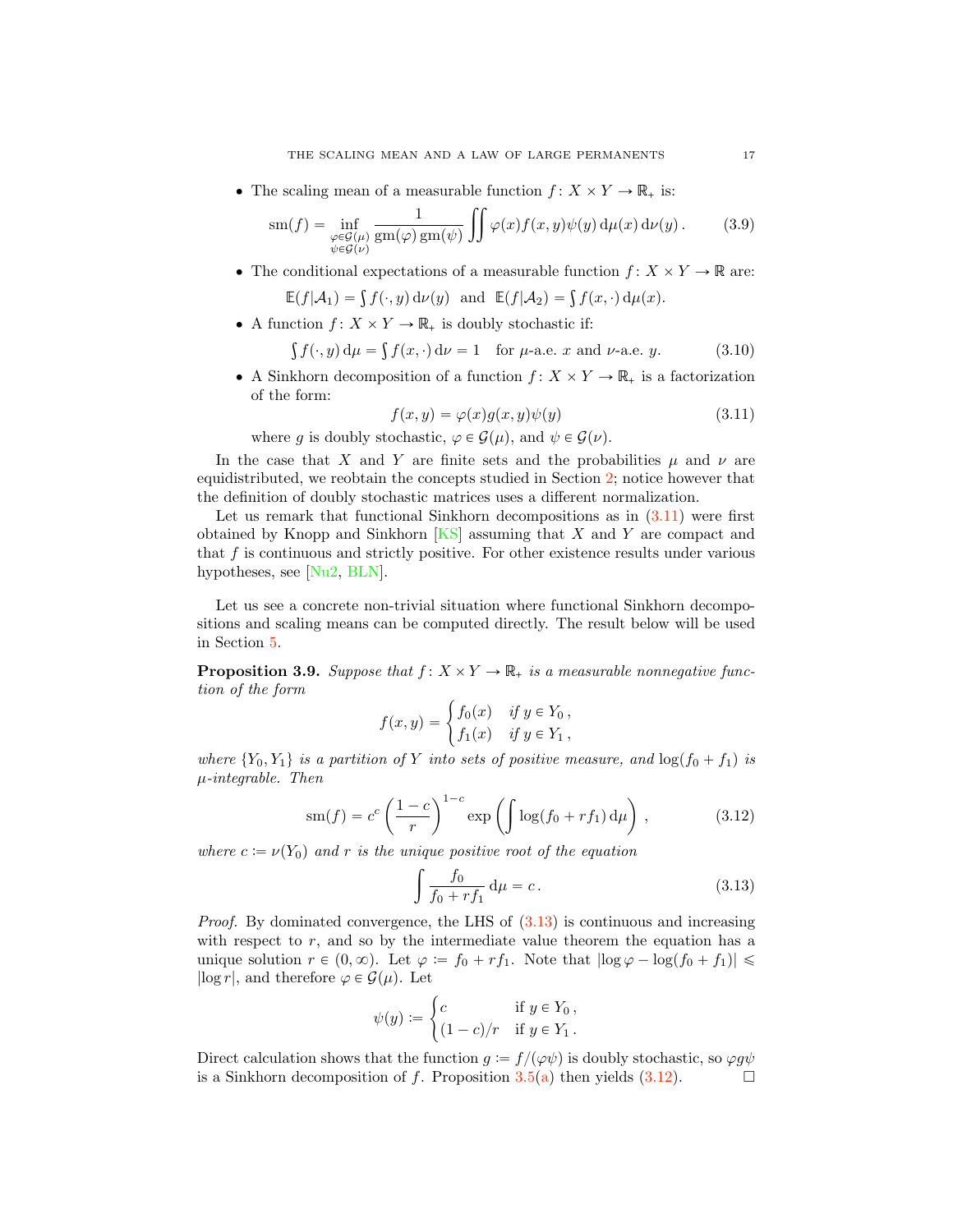- The scaling mean of a measurable function $f \colon X \times Y \to \mathbb{R}_+$ is:

$$\operatorname{sm}(f) = \inf_{\substack{\varphi \in \mathcal{G}(\mu) \\ \psi \in \mathcal{G}(\nu)}} \frac{1}{\operatorname{gm}(\varphi)\operatorname{gm}(\psi)} \iint \varphi(x) f(x,y) \psi(y) \, \mathrm{d}\mu(x) \, \mathrm{d}\nu(y) \, . \tag{3.9}$$

- The conditional expectations of a measurable function $f \colon X \times Y \to \mathbb{R}$ are:

$$\mathbb{E}(f|\mathcal{A}_1) = \textstyle\int f(\cdot, y) \, \mathrm{d}\nu(y) \quad \text{and} \quad \mathbb{E}(f|\mathcal{A}_2) = \textstyle\int f(x, \cdot) \, \mathrm{d}\mu(x).$$

- A function $f \colon X \times Y \to \mathbb{R}_+$ is doubly stochastic if:

$$\textstyle\int f(\cdot, y) \, \mathrm{d}\mu = \textstyle\int f(x, \cdot) \, \mathrm{d}\nu = 1 \quad \text{for } \mu\text{-a.e. } x \text{ and } \nu\text{-a.e. } y. \tag{3.10}$$

- A Sinkhorn decomposition of a function $f \colon X \times Y \to \mathbb{R}_+$ is a factorization of the form:

$$f(x,y) = \varphi(x) g(x,y) \psi(y) \tag{3.11}$$

where $g$ is doubly stochastic, $\varphi \in \mathcal{G}(\mu)$, and $\psi \in \mathcal{G}(\nu)$.

In the case that $X$ and $Y$ are finite sets and the probabilities $\mu$ and $\nu$ are equidistributed, we reobtain the concepts studied in Section 2; notice however that the definition of doubly stochastic matrices uses a different normalization.

Let us remark that functional Sinkhorn decompositions as in (3.11) were first obtained by Knopp and Sinkhorn [KS] assuming that $X$ and $Y$ are compact and that $f$ is continuous and strictly positive. For other existence results under various hypotheses, see [Nu2, BLN].

Let us see a concrete non-trivial situation where functional Sinkhorn decompositions and scaling means can be computed directly. The result below will be used in Section 5.

**Proposition 3.9.** *Suppose that $f \colon X \times Y \to \mathbb{R}_+$ is a measurable nonnegative function of the form*

$$f(x,y) = \begin{cases} f_0(x) & \text{if } y \in Y_0 \, , \\ f_1(x) & \text{if } y \in Y_1 \, , \end{cases}$$

*where $\{Y_0, Y_1\}$ is a partition of $Y$ into sets of positive measure, and $\log(f_0 + f_1)$ is $\mu$-integrable. Then*

$$\operatorname{sm}(f) = c^c \left( \frac{1-c}{r} \right)^{1-c} \exp\left( \int \log(f_0 + r f_1) \, \mathrm{d}\mu \right) \, , \tag{3.12}$$

*where $c := \nu(Y_0)$ and $r$ is the unique positive root of the equation*

$$\int \frac{f_0}{f_0 + r f_1} \, \mathrm{d}\mu = c \, . \tag{3.13}$$

*Proof.* By dominated convergence, the LHS of (3.13) is continuous and increasing with respect to $r$, and so by the intermediate value theorem the equation has a unique solution $r \in (0, \infty)$. Let $\varphi := f_0 + r f_1$. Note that $|\log \varphi - \log(f_0 + f_1)| \leqslant |\log r|$, and therefore $\varphi \in \mathcal{G}(\mu)$. Let

$$\psi(y) := \begin{cases} c & \text{if } y \in Y_0 \, , \\ (1-c)/r & \text{if } y \in Y_1 \, . \end{cases}$$

Direct calculation shows that the function $g := f/(\varphi \psi)$ is doubly stochastic, so $\varphi g \psi$ is a Sinkhorn decomposition of $f$. Proposition 3.5(a) then yields (3.12). ☐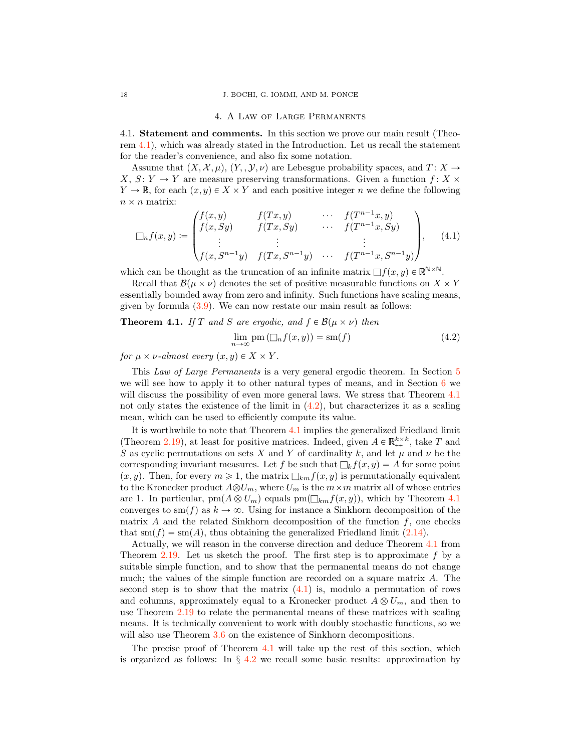# 4. A Law of Large Permanents

**4.1. Statement and comments.** In this section we prove our main result (Theorem 4.1), which was already stated in the Introduction. Let us recall the statement for the reader's convenience, and also fix some notation.

Assume that $(X, \mathcal{X}, \mu)$, $(Y, , \mathcal{Y}, \nu)$ are Lebesgue probability spaces, and $T: X \to X$, $S: Y \to Y$ are measure preserving transformations. Given a function $f: X \times Y \to \mathbb{R}$, for each $(x, y) \in X \times Y$ and each positive integer $n$ we define the following $n \times n$ matrix:

$$\square_n f(x,y) := \begin{pmatrix} f(x,y) & f(Tx,y) & \cdots & f(T^{n-1}x,y) \\ f(x,Sy) & f(Tx,Sy) & \cdots & f(T^{n-1}x,Sy) \\ \vdots & \vdots & & \vdots \\ f(x,S^{n-1}y) & f(Tx,S^{n-1}y) & \cdots & f(T^{n-1}x,S^{n-1}y) \end{pmatrix}, \tag{4.1}$$

which can be thought as the truncation of an infinite matrix $\square f(x, y) \in \mathbb{R}^{\mathbb{N}\times\mathbb{N}}$.

Recall that $\mathcal{B}(\mu \times \nu)$ denotes the set of positive measurable functions on $X \times Y$ essentially bounded away from zero and infinity. Such functions have scaling means, given by formula (3.9). We can now restate our main result as follows:

**Theorem 4.1.** *If $T$ and $S$ are ergodic, and $f \in \mathcal{B}(\mu \times \nu)$ then*

$$\lim_{n\to\infty} \operatorname{pm}\left(\square_n f(x,y)\right) = \operatorname{sm}(f) \tag{4.2}$$

*for $\mu \times \nu$-almost every $(x, y) \in X \times Y$.*

This *Law of Large Permanents* is a very general ergodic theorem. In Section 5 we will see how to apply it to other natural types of means, and in Section 6 we will discuss the possibility of even more general laws. We stress that Theorem 4.1 not only states the existence of the limit in (4.2), but characterizes it as a scaling mean, which can be used to efficiently compute its value.

It is worthwhile to note that Theorem 4.1 implies the generalized Friedland limit (Theorem 2.19), at least for positive matrices. Indeed, given $A \in \mathbb{R}^{k\times k}_{++}$, take $T$ and $S$ as cyclic permutations on sets $X$ and $Y$ of cardinality $k$, and let $\mu$ and $\nu$ be the corresponding invariant measures. Let $f$ be such that $\square_k f(x, y) = A$ for some point $(x, y)$. Then, for every $m \geqslant 1$, the matrix $\square_{km} f(x, y)$ is permutationally equivalent to the Kronecker product $A \otimes U_m$, where $U_m$ is the $m \times m$ matrix all of whose entries are 1. In particular, $\operatorname{pm}(A \otimes U_m)$ equals $\operatorname{pm}(\square_{km} f(x, y))$, which by Theorem 4.1 converges to $\operatorname{sm}(f)$ as $k \to \infty$. Using for instance a Sinkhorn decomposition of the matrix $A$ and the related Sinkhorn decomposition of the function $f$, one checks that $\operatorname{sm}(f) = \operatorname{sm}(A)$, thus obtaining the generalized Friedland limit (2.14).

Actually, we will reason in the converse direction and deduce Theorem 4.1 from Theorem 2.19. Let us sketch the proof. The first step is to approximate $f$ by a suitable simple function, and to show that the permanental means do not change much; the values of the simple function are recorded on a square matrix $A$. The second step is to show that the matrix (4.1) is, modulo a permutation of rows and columns, approximately equal to a Kronecker product $A \otimes U_m$, and then to use Theorem 2.19 to relate the permanental means of these matrices with scaling means. It is technically convenient to work with doubly stochastic functions, so we will also use Theorem 3.6 on the existence of Sinkhorn decompositions.

The precise proof of Theorem 4.1 will take up the rest of this section, which is organized as follows: In § 4.2 we recall some basic results: approximation by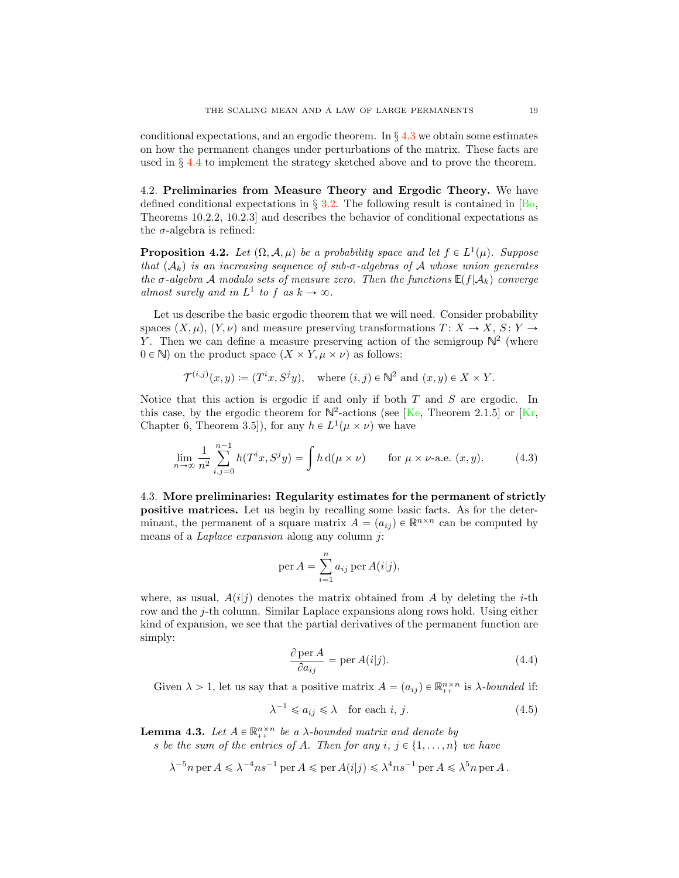conditional expectations, and an ergodic theorem. In § 4.3 we obtain some estimates on how the permanent changes under perturbations of the matrix. These facts are used in § 4.4 to implement the strategy sketched above and to prove the theorem.

4.2. **Preliminaries from Measure Theory and Ergodic Theory.** We have defined conditional expectations in § 3.2. The following result is contained in [Bo, Theorems 10.2.2, 10.2.3] and describes the behavior of conditional expectations as the $\sigma$-algebra is refined:

**Proposition 4.2.** *Let $(\Omega, \mathcal{A}, \mu)$ be a probability space and let $f \in L^1(\mu)$. Suppose that $(\mathcal{A}_k)$ is an increasing sequence of sub-$\sigma$-algebras of $\mathcal{A}$ whose union generates the $\sigma$-algebra $\mathcal{A}$ modulo sets of measure zero. Then the functions $\mathbb{E}(f|\mathcal{A}_k)$ converge almost surely and in $L^1$ to $f$ as $k \to \infty$.*

Let us describe the basic ergodic theorem that we will need. Consider probability spaces $(X, \mu)$, $(Y, \nu)$ and measure preserving transformations $T\colon X \to X$, $S\colon Y \to Y$. Then we can define a measure preserving action of the semigroup $\mathbb{N}^2$ (where $0 \in \mathbb{N}$) on the product space $(X \times Y, \mu \times \nu)$ as follows:

$$\mathcal{T}^{(i,j)}(x,y) := (T^i x, S^j y), \quad \text{where } (i,j) \in \mathbb{N}^2 \text{ and } (x,y) \in X \times Y.$$

Notice that this action is ergodic if and only if both $T$ and $S$ are ergodic. In this case, by the ergodic theorem for $\mathbb{N}^2$-actions (see [Ke, Theorem 2.1.5] or [Kr, Chapter 6, Theorem 3.5]), for any $h \in L^1(\mu \times \nu)$ we have

$$\lim_{n\to\infty} \frac{1}{n^2} \sum_{i,j=0}^{n-1} h(T^i x, S^j y) = \int h \, \mathrm{d}(\mu \times \nu) \qquad \text{for } \mu \times \nu\text{-a.e. } (x,y). \tag{4.3}$$

4.3. **More preliminaries: Regularity estimates for the permanent of strictly positive matrices.** Let us begin by recalling some basic facts. As for the determinant, the permanent of a square matrix $A = (a_{ij}) \in \mathbb{R}^{n\times n}$ can be computed by means of a *Laplace expansion* along any column $j$:

$$\operatorname{per} A = \sum_{i=1}^{n} a_{ij} \operatorname{per} A(i|j),$$

where, as usual, $A(i|j)$ denotes the matrix obtained from $A$ by deleting the $i$-th row and the $j$-th column. Similar Laplace expansions along rows hold. Using either kind of expansion, we see that the partial derivatives of the permanent function are simply:

$$\frac{\partial \operatorname{per} A}{\partial a_{ij}} = \operatorname{per} A(i|j). \tag{4.4}$$

Given $\lambda > 1$, let us say that a positive matrix $A = (a_{ij}) \in \mathbb{R}^{n\times n}_{++}$ is *$\lambda$-bounded* if:

$$\lambda^{-1} \leqslant a_{ij} \leqslant \lambda \quad \text{for each } i,\, j. \tag{4.5}$$

**Lemma 4.3.** *Let $A \in \mathbb{R}^{n\times n}_{++}$ be a $\lambda$-bounded matrix and denote by $s$ be the sum of the entries of $A$. Then for any $i$, $j \in \{1, \dots, n\}$ we have*

$$\lambda^{-5} n \operatorname{per} A \leqslant \lambda^{-4} n s^{-1} \operatorname{per} A \leqslant \operatorname{per} A(i|j) \leqslant \lambda^{4} n s^{-1} \operatorname{per} A \leqslant \lambda^{5} n \operatorname{per} A\,.$$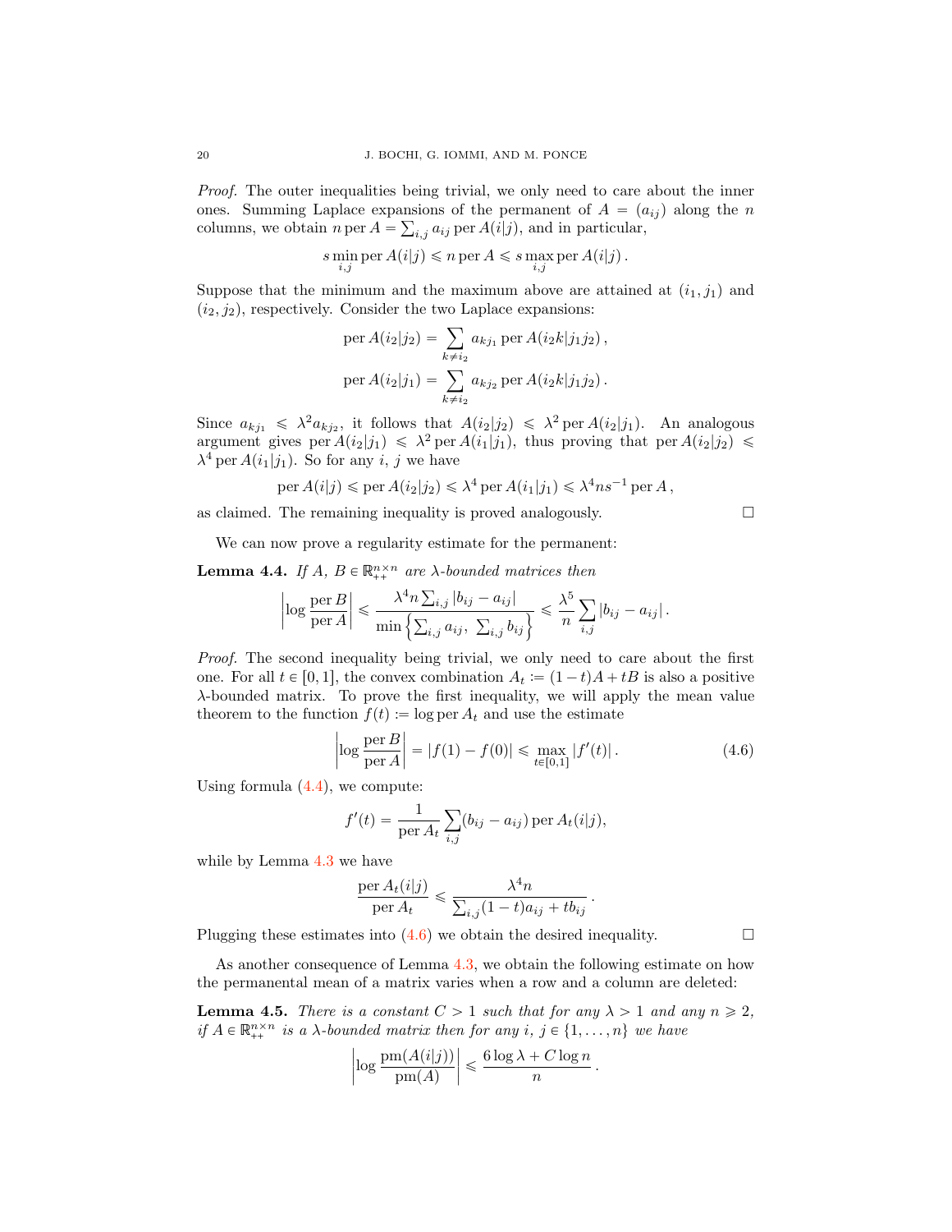*Proof.* The outer inequalities being trivial, we only need to care about the inner ones. Summing Laplace expansions of the permanent of $A = (a_{ij})$ along the $n$ columns, we obtain $n \operatorname{per} A = \sum_{i,j} a_{ij} \operatorname{per} A(i|j)$, and in particular,

$$s \min_{i,j} \operatorname{per} A(i|j) \leqslant n \operatorname{per} A \leqslant s \max_{i,j} \operatorname{per} A(i|j)\,.$$

Suppose that the minimum and the maximum above are attained at $(i_1, j_1)$ and $(i_2, j_2)$, respectively. Consider the two Laplace expansions:

$$\operatorname{per} A(i_2|j_2) = \sum_{k \neq i_2} a_{kj_1} \operatorname{per} A(i_2 k | j_1 j_2)\,,$$

$$\operatorname{per} A(i_2|j_1) = \sum_{k \neq i_2} a_{kj_2} \operatorname{per} A(i_2 k | j_1 j_2)\,.$$

Since $a_{kj_1} \leqslant \lambda^2 a_{kj_2}$, it follows that $A(i_2|j_2) \leqslant \lambda^2 \operatorname{per} A(i_2|j_1)$. An analogous argument gives $\operatorname{per} A(i_2|j_1) \leqslant \lambda^2 \operatorname{per} A(i_1|j_1)$, thus proving that $\operatorname{per} A(i_2|j_2) \leqslant \lambda^4 \operatorname{per} A(i_1|j_1)$. So for any $i$, $j$ we have

$$\operatorname{per} A(i|j) \leqslant \operatorname{per} A(i_2|j_2) \leqslant \lambda^4 \operatorname{per} A(i_1|j_1) \leqslant \lambda^4 n s^{-1} \operatorname{per} A\,,$$

as claimed. The remaining inequality is proved analogously. □

We can now prove a regularity estimate for the permanent:

**Lemma 4.4.** *If $A$, $B \in \mathbb{R}^{n\times n}_{++}$ are $\lambda$-bounded matrices then*

$$\left|\log \frac{\operatorname{per} B}{\operatorname{per} A}\right| \leqslant \frac{\lambda^4 n \sum_{i,j} |b_{ij} - a_{ij}|}{\min\left\{\sum_{i,j} a_{ij},\ \sum_{i,j} b_{ij}\right\}} \leqslant \frac{\lambda^5}{n} \sum_{i,j} |b_{ij} - a_{ij}|\,.$$

*Proof.* The second inequality being trivial, we only need to care about the first one. For all $t \in [0,1]$, the convex combination $A_t := (1-t)A + tB$ is also a positive $\lambda$-bounded matrix. To prove the first inequality, we will apply the mean value theorem to the function $f(t) := \log \operatorname{per} A_t$ and use the estimate

$$\left|\log \frac{\operatorname{per} B}{\operatorname{per} A}\right| = |f(1) - f(0)| \leqslant \max_{t\in[0,1]} |f'(t)|\,. \tag{4.6}$$

Using formula (4.4), we compute:

$$f'(t) = \frac{1}{\operatorname{per} A_t} \sum_{i,j} (b_{ij} - a_{ij}) \operatorname{per} A_t(i|j),$$

while by Lemma 4.3 we have

$$\frac{\operatorname{per} A_t(i|j)}{\operatorname{per} A_t} \leqslant \frac{\lambda^4 n}{\sum_{i,j} (1-t) a_{ij} + t b_{ij}}\,.$$

Plugging these estimates into (4.6) we obtain the desired inequality. □

As another consequence of Lemma 4.3, we obtain the following estimate on how the permanental mean of a matrix varies when a row and a column are deleted:

**Lemma 4.5.** *There is a constant $C > 1$ such that for any $\lambda > 1$ and any $n \geqslant 2$, if $A \in \mathbb{R}^{n\times n}_{++}$ is a $\lambda$-bounded matrix then for any $i$, $j \in \{1, \ldots, n\}$ we have*

$$\left|\log \frac{\operatorname{pm}(A(i|j))}{\operatorname{pm}(A)}\right| \leqslant \frac{6 \log \lambda + C \log n}{n}\,.$$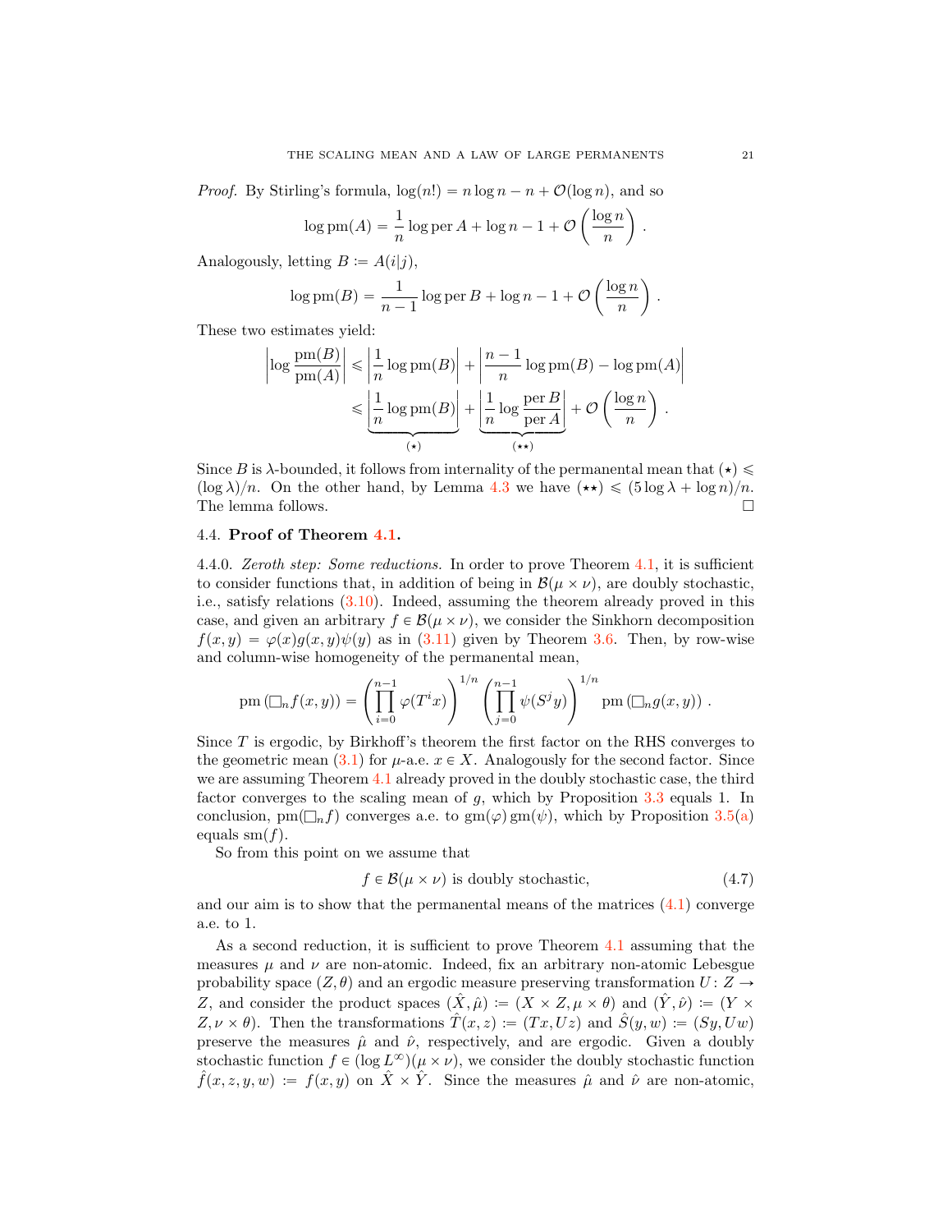*Proof.* By Stirling's formula, $\log(n!) = n \log n - n + \mathcal{O}(\log n)$, and so

$$\log \operatorname{pm}(A) = \frac{1}{n} \log \operatorname{per} A + \log n - 1 + \mathcal{O}\left(\frac{\log n}{n}\right) .$$

Analogously, letting $B \coloneqq A(i|j)$,

$$\log \operatorname{pm}(B) = \frac{1}{n-1} \log \operatorname{per} B + \log n - 1 + \mathcal{O}\left(\frac{\log n}{n}\right) .$$

These two estimates yield:

$$\begin{aligned}
\left| \log \frac{\operatorname{pm}(B)}{\operatorname{pm}(A)} \right| &\leqslant \left| \frac{1}{n} \log \operatorname{pm}(B) \right| + \left| \frac{n-1}{n} \log \operatorname{pm}(B) - \log \operatorname{pm}(A) \right| \\
&\leqslant \underbrace{\left| \frac{1}{n} \log \operatorname{pm}(B) \right|}_{(\star)} + \underbrace{\left| \frac{1}{n} \log \frac{\operatorname{per} B}{\operatorname{per} A} \right|}_{(\star\star)} + \mathcal{O}\left(\frac{\log n}{n}\right) .
\end{aligned}$$

Since $B$ is $\lambda$-bounded, it follows from internality of the permanental mean that $(\star) \leqslant (\log \lambda)/n$. On the other hand, by Lemma 4.3 we have $(\star\star) \leqslant (5 \log \lambda + \log n)/n$. The lemma follows. □

### 4.4. Proof of Theorem 4.1.

4.4.0. *Zeroth step: Some reductions.* In order to prove Theorem 4.1, it is sufficient to consider functions that, in addition of being in $\mathcal{B}(\mu \times \nu)$, are doubly stochastic, i.e., satisfy relations (3.10). Indeed, assuming the theorem already proved in this case, and given an arbitrary $f \in \mathcal{B}(\mu \times \nu)$, we consider the Sinkhorn decomposition $f(x,y) = \varphi(x) g(x,y) \psi(y)$ as in (3.11) given by Theorem 3.6. Then, by row-wise and column-wise homogeneity of the permanental mean,

$$\operatorname{pm}\left(\square_n f(x,y)\right) = \left( \prod_{i=0}^{n-1} \varphi(T^i x) \right)^{1/n} \left( \prod_{j=0}^{n-1} \psi(S^j y) \right)^{1/n} \operatorname{pm}\left(\square_n g(x,y)\right) .$$

Since $T$ is ergodic, by Birkhoff's theorem the first factor on the RHS converges to the geometric mean (3.1) for $\mu$-a.e. $x \in X$. Analogously for the second factor. Since we are assuming Theorem 4.1 already proved in the doubly stochastic case, the third factor converges to the scaling mean of $g$, which by Proposition 3.3 equals 1. In conclusion, $\operatorname{pm}(\square_n f)$ converges a.e. to $\operatorname{gm}(\varphi) \operatorname{gm}(\psi)$, which by Proposition 3.5(a) equals $\operatorname{sm}(f)$.

So from this point on we assume that

$$f \in \mathcal{B}(\mu \times \nu) \text{ is doubly stochastic,} \tag{4.7}$$

and our aim is to show that the permanental means of the matrices (4.1) converge a.e. to 1.

As a second reduction, it is sufficient to prove Theorem 4.1 assuming that the measures $\mu$ and $\nu$ are non-atomic. Indeed, fix an arbitrary non-atomic Lebesgue probability space $(Z, \theta)$ and an ergodic measure preserving transformation $U \colon Z \to Z$, and consider the product spaces $(\hat{X}, \hat{\mu}) \coloneqq (X \times Z, \mu \times \theta)$ and $(\hat{Y}, \hat{\nu}) \coloneqq (Y \times Z, \nu \times \theta)$. Then the transformations $\hat{T}(x,z) \coloneqq (Tx, Uz)$ and $\hat{S}(y,w) \coloneqq (Sy, Uw)$ preserve the measures $\hat{\mu}$ and $\hat{\nu}$, respectively, and are ergodic. Given a doubly stochastic function $f \in (\log L^\infty)(\mu \times \nu)$, we consider the doubly stochastic function $\hat{f}(x,z,y,w) \coloneqq f(x,y)$ on $\hat{X} \times \hat{Y}$. Since the measures $\hat{\mu}$ and $\hat{\nu}$ are non-atomic,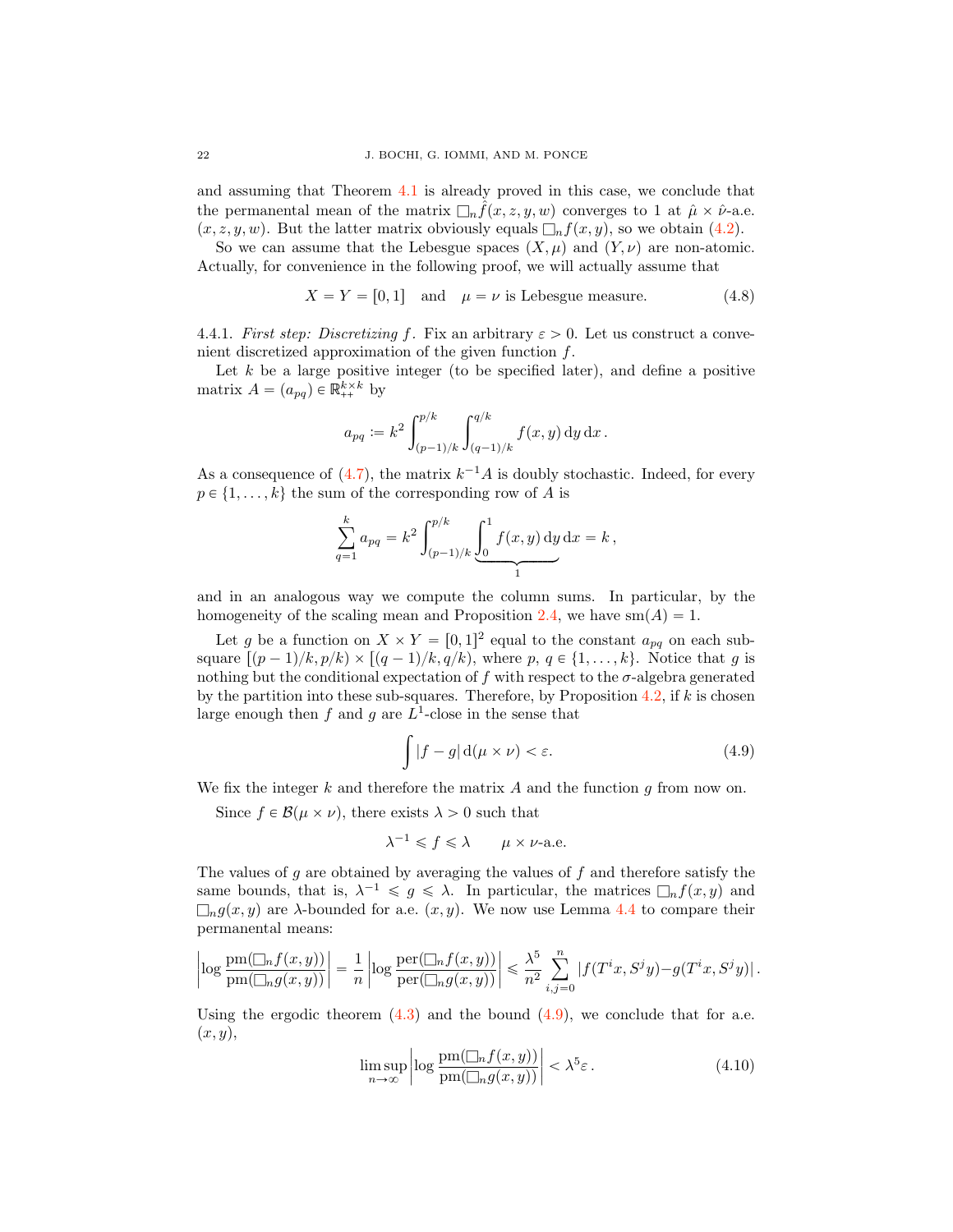and assuming that Theorem 4.1 is already proved in this case, we conclude that the permanental mean of the matrix $\square_n \hat{f}(x,z,y,w)$ converges to 1 at $\hat{\mu} \times \hat{\nu}$-a.e. $(x,z,y,w)$. But the latter matrix obviously equals $\square_n f(x,y)$, so we obtain (4.2).

So we can assume that the Lebesgue spaces $(X,\mu)$ and $(Y,\nu)$ are non-atomic. Actually, for convenience in the following proof, we will actually assume that

$$X = Y = [0,1] \quad \text{and} \quad \mu = \nu \text{ is Lebesgue measure.} \tag{4.8}$$

4.4.1. *First step: Discretizing $f$.* Fix an arbitrary $\varepsilon > 0$. Let us construct a convenient discretized approximation of the given function $f$.

Let $k$ be a large positive integer (to be specified later), and define a positive matrix $A = (a_{pq}) \in \mathbb{R}^{k\times k}_{++}$ by

$$a_{pq} := k^2 \int_{(p-1)/k}^{p/k} \int_{(q-1)/k}^{q/k} f(x,y) \, \mathrm{d}y \, \mathrm{d}x \, .$$

As a consequence of (4.7), the matrix $k^{-1}A$ is doubly stochastic. Indeed, for every $p \in \{1,\dots,k\}$ the sum of the corresponding row of $A$ is

$$\sum_{q=1}^{k} a_{pq} = k^2 \int_{(p-1)/k}^{p/k} \underbrace{\int_0^1 f(x,y) \, \mathrm{d}y}_{1} \, \mathrm{d}x = k \, ,$$

and in an analogous way we compute the column sums. In particular, by the homogeneity of the scaling mean and Proposition 2.4, we have $\mathrm{sm}(A) = 1$.

Let $g$ be a function on $X \times Y = [0,1]^2$ equal to the constant $a_{pq}$ on each sub-square $[(p-1)/k, p/k) \times [(q-1)/k, q/k)$, where $p$, $q \in \{1,\dots,k\}$. Notice that $g$ is nothing but the conditional expectation of $f$ with respect to the $\sigma$-algebra generated by the partition into these sub-squares. Therefore, by Proposition 4.2, if $k$ is chosen large enough then $f$ and $g$ are $L^1$-close in the sense that

$$\int |f - g| \, \mathrm{d}(\mu \times \nu) < \varepsilon. \tag{4.9}$$

We fix the integer $k$ and therefore the matrix $A$ and the function $g$ from now on.

Since $f \in \mathcal{B}(\mu \times \nu)$, there exists $\lambda > 0$ such that

$$\lambda^{-1} \leqslant f \leqslant \lambda \qquad \mu \times \nu\text{-a.e.}$$

The values of $g$ are obtained by averaging the values of $f$ and therefore satisfy the same bounds, that is, $\lambda^{-1} \leqslant g \leqslant \lambda$. In particular, the matrices $\square_n f(x,y)$ and $\square_n g(x,y)$ are $\lambda$-bounded for a.e. $(x,y)$. We now use Lemma 4.4 to compare their permanental means:

$$\left| \log \frac{\mathrm{pm}(\square_n f(x,y))}{\mathrm{pm}(\square_n g(x,y))} \right| = \frac{1}{n} \left| \log \frac{\mathrm{per}(\square_n f(x,y))}{\mathrm{per}(\square_n g(x,y))} \right| \leqslant \frac{\lambda^5}{n^2} \sum_{i,j=0}^{n} |f(T^i x, S^j y) - g(T^i x, S^j y)| \, .$$

Using the ergodic theorem (4.3) and the bound (4.9), we conclude that for a.e. $(x,y)$,

$$\limsup_{n\to\infty} \left| \log \frac{\mathrm{pm}(\square_n f(x,y))}{\mathrm{pm}(\square_n g(x,y))} \right| < \lambda^5 \varepsilon \, . \tag{4.10}$$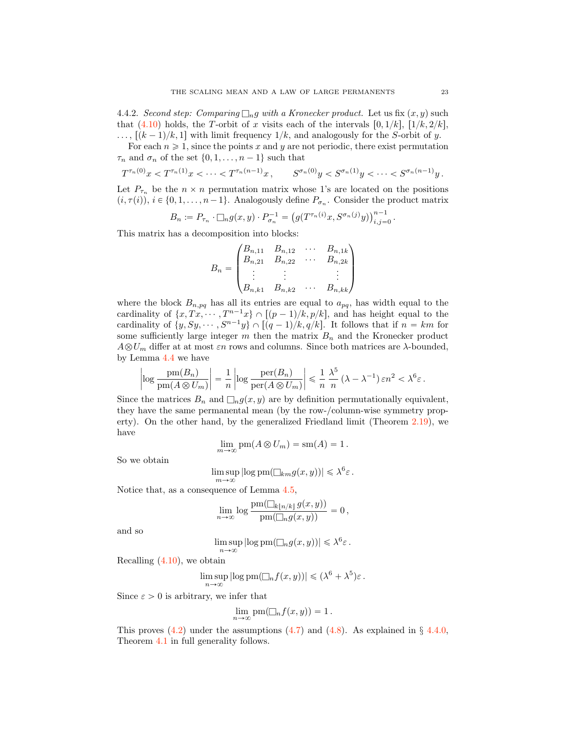4.4.2. *Second step: Comparing $\square_n g$ with a Kronecker product.* Let us fix $(x, y)$ such that (4.10) holds, the $T$-orbit of $x$ visits each of the intervals $[0, 1/k]$, $[1/k, 2/k]$, $\ldots$, $[(k-1)/k, 1]$ with limit frequency $1/k$, and analogously for the $S$-orbit of $y$.

For each $n \geqslant 1$, since the points $x$ and $y$ are not periodic, there exist permutation $\tau_n$ and $\sigma_n$ of the set $\{0, 1, \ldots, n-1\}$ such that

$$T^{\tau_n(0)}x < T^{\tau_n(1)}x < \cdots < T^{\tau_n(n-1)}x\,, \qquad S^{\sigma_n(0)}y < S^{\sigma_n(1)}y < \cdots < S^{\sigma_n(n-1)}y\,.$$

Let $P_{\tau_n}$ be the $n \times n$ permutation matrix whose 1's are located on the positions $(i, \tau(i))$, $i \in \{0, 1, \ldots, n-1\}$. Analogously define $P_{\sigma_n}$. Consider the product matrix

$$B_n := P_{\tau_n} \cdot \square_n g(x, y) \cdot P_{\sigma_n}^{-1} = \big(g(T^{\tau_n(i)}x, S^{\sigma_n(j)}y)\big)_{i,j=0}^{n-1}\,.$$

This matrix has a decomposition into blocks:

$$B_n = \begin{pmatrix} B_{n,11} & B_{n,12} & \cdots & B_{n,1k} \\ B_{n,21} & B_{n,22} & \cdots & B_{n,2k} \\ \vdots & \vdots & & \vdots \\ B_{n,k1} & B_{n,k2} & \cdots & B_{n,kk} \end{pmatrix}$$

where the block $B_{n,pq}$ has all its entries are equal to $a_{pq}$, has width equal to the cardinality of $\{x, Tx, \cdots, T^{n-1}x\} \cap [(p-1)/k, p/k]$, and has height equal to the cardinality of $\{y, Sy, \cdots, S^{n-1}y\} \cap [(q-1)/k, q/k]$. It follows that if $n = km$ for some sufficiently large integer $m$ then the matrix $B_n$ and the Kronecker product $A \otimes U_m$ differ at at most $\varepsilon n$ rows and columns. Since both matrices are $\lambda$-bounded, by Lemma 4.4 we have

$$\left|\log \frac{\mathrm{pm}(B_n)}{\mathrm{pm}(A \otimes U_m)}\right| = \frac{1}{n}\left|\log \frac{\mathrm{per}(B_n)}{\mathrm{per}(A \otimes U_m)}\right| \leqslant \frac{1}{n}\,\frac{\lambda^5}{n}\,(\lambda - \lambda^{-1})\,\varepsilon n^2 < \lambda^6 \varepsilon\,.$$

Since the matrices $B_n$ and $\square_n g(x, y)$ are by definition permutationally equivalent, they have the same permanental mean (by the row-/column-wise symmetry property). On the other hand, by the generalized Friedland limit (Theorem 2.19), we have

$$\lim_{m \to \infty} \mathrm{pm}(A \otimes U_m) = \mathrm{sm}(A) = 1\,.$$

So we obtain

$$\limsup_{m \to \infty} |\log \mathrm{pm}(\square_{km} g(x, y))| \leqslant \lambda^6 \varepsilon\,.$$

Notice that, as a consequence of Lemma 4.5,

$$\lim_{n \to \infty} \log \frac{\mathrm{pm}(\square_{k\lfloor n/k \rfloor}\, g(x, y))}{\mathrm{pm}(\square_n g(x, y))} = 0\,,$$

and so

$$\limsup_{n \to \infty} |\log \mathrm{pm}(\square_n g(x, y))| \leqslant \lambda^6 \varepsilon\,.$$

Recalling (4.10), we obtain

$$\limsup_{n \to \infty} |\log \mathrm{pm}(\square_n f(x, y))| \leqslant (\lambda^6 + \lambda^5)\varepsilon\,.$$

Since $\varepsilon > 0$ is arbitrary, we infer that

$$\lim_{n \to \infty} \mathrm{pm}(\square_n f(x, y)) = 1\,.$$

This proves (4.2) under the assumptions (4.7) and (4.8). As explained in § 4.4.0, Theorem 4.1 in full generality follows.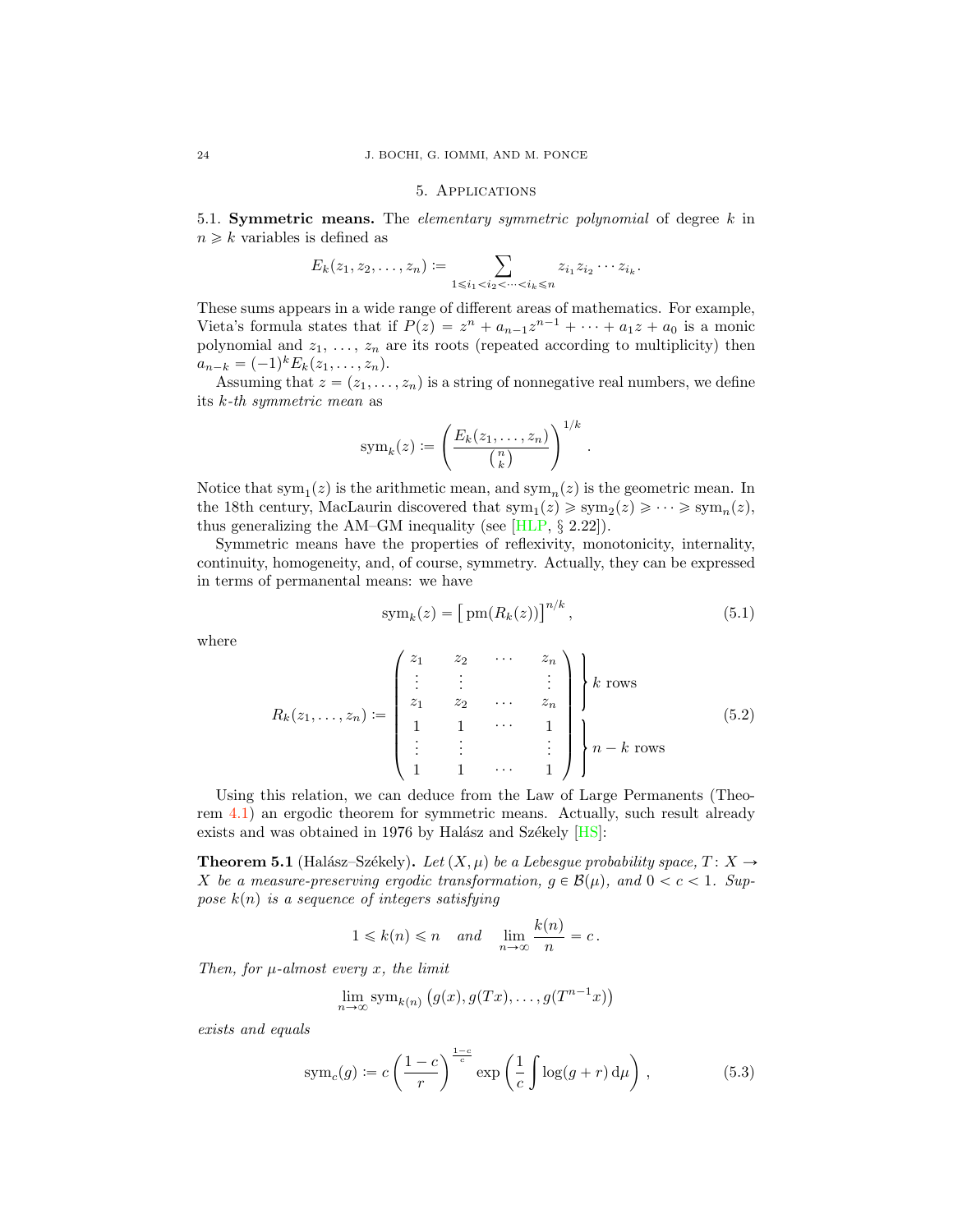## 5. Applications

5.1. **Symmetric means.** The *elementary symmetric polynomial* of degree $k$ in $n \geqslant k$ variables is defined as

$$E_k(z_1, z_2, \dots, z_n) := \sum_{1 \leqslant i_1 < i_2 < \cdots < i_k \leqslant n} z_{i_1} z_{i_2} \cdots z_{i_k}.$$

These sums appears in a wide range of different areas of mathematics. For example, Vieta's formula states that if $P(z) = z^n + a_{n-1}z^{n-1} + \cdots + a_1 z + a_0$ is a monic polynomial and $z_1, \dots, z_n$ are its roots (repeated according to multiplicity) then $a_{n-k} = (-1)^k E_k(z_1, \dots, z_n)$.

Assuming that $z = (z_1, \dots, z_n)$ is a string of nonnegative real numbers, we define its *k-th symmetric mean* as

$$\operatorname{sym}_k(z) := \left( \frac{E_k(z_1, \dots, z_n)}{\binom{n}{k}} \right)^{1/k}.$$

Notice that $\operatorname{sym}_1(z)$ is the arithmetic mean, and $\operatorname{sym}_n(z)$ is the geometric mean. In the 18th century, MacLaurin discovered that $\operatorname{sym}_1(z) \geqslant \operatorname{sym}_2(z) \geqslant \cdots \geqslant \operatorname{sym}_n(z)$, thus generalizing the AM–GM inequality (see [HLP, § 2.22]).

Symmetric means have the properties of reflexivity, monotonicity, internality, continuity, homogeneity, and, of course, symmetry. Actually, they can be expressed in terms of permanental means: we have

$$\operatorname{sym}_k(z) = \big[ \operatorname{pm}(R_k(z)) \big]^{n/k}, \tag{5.1}$$

where

$$R_k(z_1, \dots, z_n) := \left( \begin{array}{cccc} z_1 & z_2 & \cdots & z_n \\ \vdots & \vdots & & \vdots \\ z_1 & z_2 & \cdots & z_n \\ 1 & 1 & \cdots & 1 \\ \vdots & \vdots & & \vdots \\ 1 & 1 & \cdots & 1 \end{array} \right) \begin{array}{l} \left.\vphantom{\begin{array}{c} z_1 \\ \vdots \\ z_1 \end{array}}\right\} k \text{ rows} \\ \left.\vphantom{\begin{array}{c} 1 \\ \vdots \\ 1 \end{array}}\right\} n-k \text{ rows} \end{array} \tag{5.2}$$

Using this relation, we can deduce from the Law of Large Permanents (Theorem 4.1) an ergodic theorem for symmetric means. Actually, such result already exists and was obtained in 1976 by Halász and Székely [HS]:

**Theorem 5.1** (Halász–Székely)**.** *Let $(X, \mu)$ be a Lebesgue probability space, $T \colon X \to X$ be a measure-preserving ergodic transformation, $g \in \mathcal{B}(\mu)$, and $0 < c < 1$. Suppose $k(n)$ is a sequence of integers satisfying*

$$1 \leqslant k(n) \leqslant n \quad \text{and} \quad \lim_{n \to \infty} \frac{k(n)}{n} = c\,.$$

*Then, for $\mu$-almost every $x$, the limit*

$$\lim_{n \to \infty} \operatorname{sym}_{k(n)} \left( g(x), g(Tx), \dots, g(T^{n-1}x) \right)$$

*exists and equals*

$$\operatorname{sym}_c(g) := c \left( \frac{1-c}{r} \right)^{\frac{1-c}{c}} \exp\left( \frac{1}{c} \int \log(g + r) \, \mathrm{d}\mu \right), \tag{5.3}$$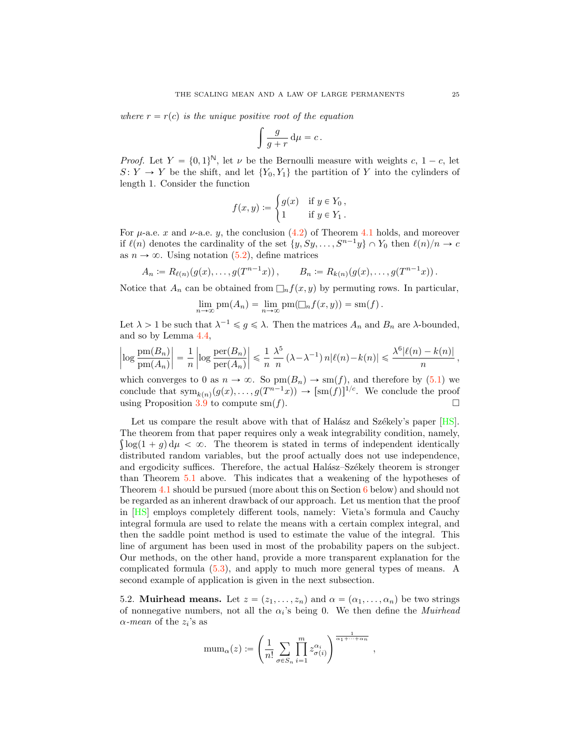*where $r = r(c)$ is the unique positive root of the equation*

$$\int \frac{g}{g+r}\,\mathrm{d}\mu = c\,.$$

*Proof.* Let $Y = \{0,1\}^{\mathbb{N}}$, let $\nu$ be the Bernoulli measure with weights $c$, $1-c$, let $S\colon Y \to Y$ be the shift, and let $\{Y_0, Y_1\}$ the partition of $Y$ into the cylinders of length 1. Consider the function

$$f(x,y) := \begin{cases} g(x) & \text{if } y \in Y_0\,, \\ 1 & \text{if } y \in Y_1\,. \end{cases}$$

For $\mu$-a.e. $x$ and $\nu$-a.e. $y$, the conclusion (4.2) of Theorem 4.1 holds, and moreover if $\ell(n)$ denotes the cardinality of the set $\{y, Sy, \dots, S^{n-1}y\} \cap Y_0$ then $\ell(n)/n \to c$ as $n \to \infty$. Using notation (5.2), define matrices

$$A_n := R_{\ell(n)}(g(x), \dots, g(T^{n-1}x))\,, \qquad B_n := R_{k(n)}(g(x), \dots, g(T^{n-1}x))\,.$$

Notice that $A_n$ can be obtained from $\square_n f(x,y)$ by permuting rows. In particular,

$$\lim_{n\to\infty} \mathrm{pm}(A_n) = \lim_{n\to\infty} \mathrm{pm}(\square_n f(x,y)) = \mathrm{sm}(f)\,.$$

Let $\lambda > 1$ be such that $\lambda^{-1} \leqslant g \leqslant \lambda$. Then the matrices $A_n$ and $B_n$ are $\lambda$-bounded, and so by Lemma 4.4,

$$\left|\log \frac{\mathrm{pm}(B_n)}{\mathrm{pm}(A_n)}\right| = \frac{1}{n}\left|\log \frac{\mathrm{per}(B_n)}{\mathrm{per}(A_n)}\right| \leqslant \frac{1}{n}\,\frac{\lambda^5}{n}\,(\lambda - \lambda^{-1})\,n|\ell(n) - k(n)| \leqslant \frac{\lambda^6|\ell(n)-k(n)|}{n}\,,$$

which converges to 0 as $n \to \infty$. So $\mathrm{pm}(B_n) \to \mathrm{sm}(f)$, and therefore by (5.1) we conclude that $\mathrm{sym}_{k(n)}(g(x), \dots, g(T^{n-1}x)) \to [\mathrm{sm}(f)]^{1/c}$. We conclude the proof using Proposition 3.9 to compute $\mathrm{sm}(f)$. $\square$

Let us compare the result above with that of Halász and Székely's paper [HS]. The theorem from that paper requires only a weak integrability condition, namely, $\int \log(1+g)\,\mathrm{d}\mu < \infty$. The theorem is stated in terms of independent identically distributed random variables, but the proof actually does not use independence, and ergodicity suffices. Therefore, the actual Halász–Székely theorem is stronger than Theorem 5.1 above. This indicates that a weakening of the hypotheses of Theorem 4.1 should be pursued (more about this on Section 6 below) and should not be regarded as an inherent drawback of our approach. Let us mention that the proof in [HS] employs completely different tools, namely: Vieta's formula and Cauchy integral formula are used to relate the means with a certain complex integral, and then the saddle point method is used to estimate the value of the integral. This line of argument has been used in most of the probability papers on the subject. Our methods, on the other hand, provide a more transparent explanation for the complicated formula (5.3), and apply to much more general types of means. A second example of application is given in the next subsection.

5.2. **Muirhead means.** Let $z = (z_1, \dots, z_n)$ and $\alpha = (\alpha_1, \dots, \alpha_n)$ be two strings of nonnegative numbers, not all the $\alpha_i$'s being 0. We then define the *Muirhead $\alpha$-mean* of the $z_i$'s as

$$\mathrm{mum}_\alpha(z) := \left(\frac{1}{n!}\sum_{\sigma\in S_n}\prod_{i=1}^{m} z_{\sigma(i)}^{\alpha_i}\right)^{\frac{1}{\alpha_1+\cdots+\alpha_n}}\,,$$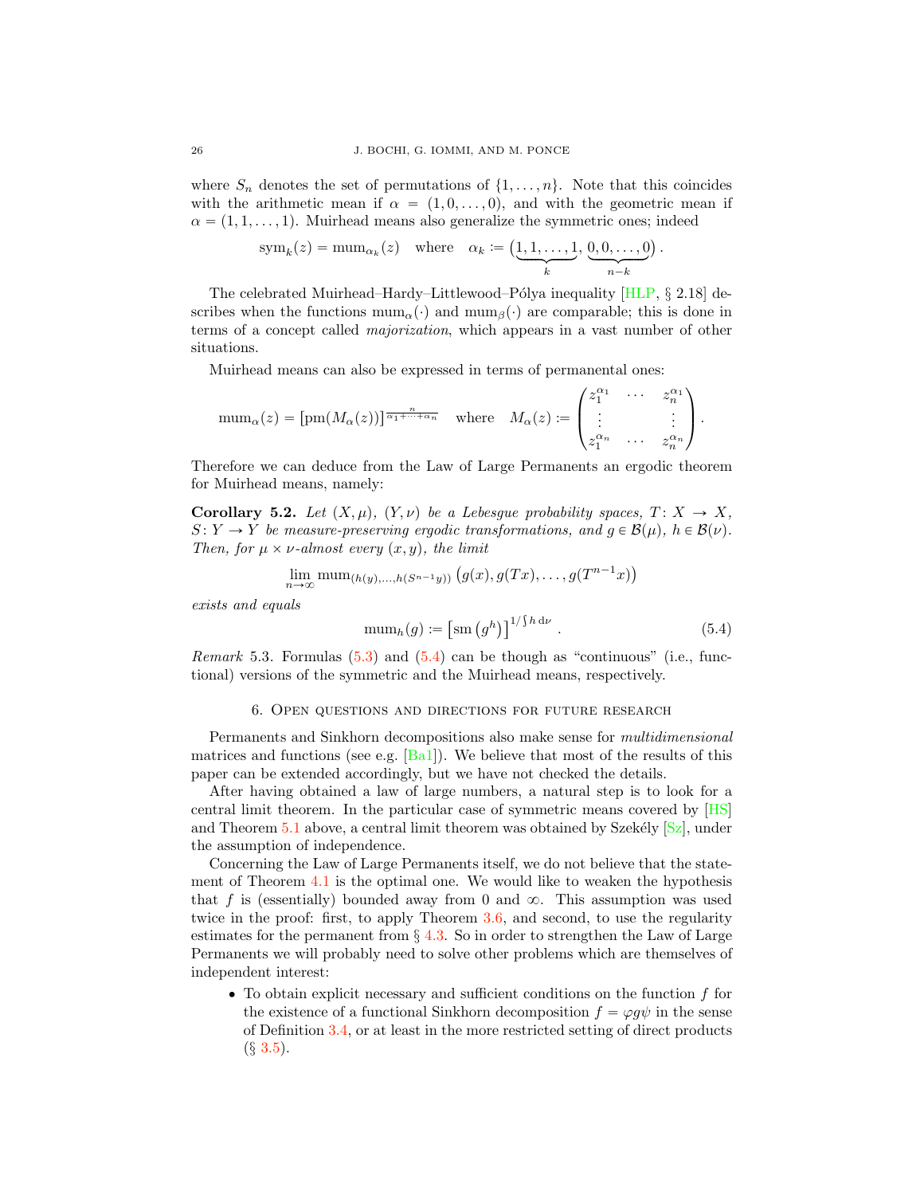where $S_n$ denotes the set of permutations of $\{1, \dots, n\}$. Note that this coincides with the arithmetic mean if $\alpha = (1, 0, \dots, 0)$, and with the geometric mean if $\alpha = (1, 1, \dots, 1)$. Muirhead means also generalize the symmetric ones; indeed

$$\operatorname{sym}_k(z) = \operatorname{mum}_{\alpha_k}(z) \quad \text{where} \quad \alpha_k := \big(\underbrace{1, 1, \dots, 1}_{k}, \underbrace{0, 0, \dots, 0}_{n-k}\big)\,.$$

The celebrated Muirhead–Hardy–Littlewood–Pólya inequality [HLP, § 2.18] describes when the functions $\operatorname{mum}_\alpha(\cdot)$ and $\operatorname{mum}_\beta(\cdot)$ are comparable; this is done in terms of a concept called *majorization*, which appears in a vast number of other situations.

Muirhead means can also be expressed in terms of permanental ones:

$$\operatorname{mum}_\alpha(z) = [\operatorname{pm}(M_\alpha(z))]^{\frac{n}{\alpha_1 + \cdots + \alpha_n}} \quad \text{where} \quad M_\alpha(z) := \begin{pmatrix} z_1^{\alpha_1} & \cdots & z_n^{\alpha_1} \\ \vdots & & \vdots \\ z_1^{\alpha_n} & \cdots & z_n^{\alpha_n} \end{pmatrix}.$$

Therefore we can deduce from the Law of Large Permanents an ergodic theorem for Muirhead means, namely:

**Corollary 5.2.** *Let $(X, \mu)$, $(Y, \nu)$ be a Lebesgue probability spaces, $T \colon X \to X$, $S \colon Y \to Y$ be measure-preserving ergodic transformations, and $g \in \mathcal{B}(\mu)$, $h \in \mathcal{B}(\nu)$. Then, for $\mu \times \nu$-almost every $(x, y)$, the limit*

$$\lim_{n \to \infty} \operatorname{mum}_{(h(y), \dots, h(S^{n-1}y))} \big(g(x), g(Tx), \dots, g(T^{n-1}x)\big)$$

*exists and equals*

$$\operatorname{mum}_h(g) := \left[\operatorname{sm}\left(g^h\right)\right]^{1/\int h \, d\nu}\,. \tag{5.4}$$

*Remark* 5.3. Formulas (5.3) and (5.4) can be though as "continuous" (i.e., functional) versions of the symmetric and the Muirhead means, respectively.

## 6. Open questions and directions for future research

Permanents and Sinkhorn decompositions also make sense for *multidimensional* matrices and functions (see e.g. [Ba1]). We believe that most of the results of this paper can be extended accordingly, but we have not checked the details.

After having obtained a law of large numbers, a natural step is to look for a central limit theorem. In the particular case of symmetric means covered by [HS] and Theorem 5.1 above, a central limit theorem was obtained by Székely [Sz], under the assumption of independence.

Concerning the Law of Large Permanents itself, we do not believe that the statement of Theorem 4.1 is the optimal one. We would like to weaken the hypothesis that $f$ is (essentially) bounded away from 0 and $\infty$. This assumption was used twice in the proof: first, to apply Theorem 3.6, and second, to use the regularity estimates for the permanent from § 4.3. So in order to strengthen the Law of Large Permanents we will probably need to solve other problems which are themselves of independent interest:

- To obtain explicit necessary and sufficient conditions on the function $f$ for the existence of a functional Sinkhorn decomposition $f = \varphi g \psi$ in the sense of Definition 3.4, or at least in the more restricted setting of direct products (§ 3.5).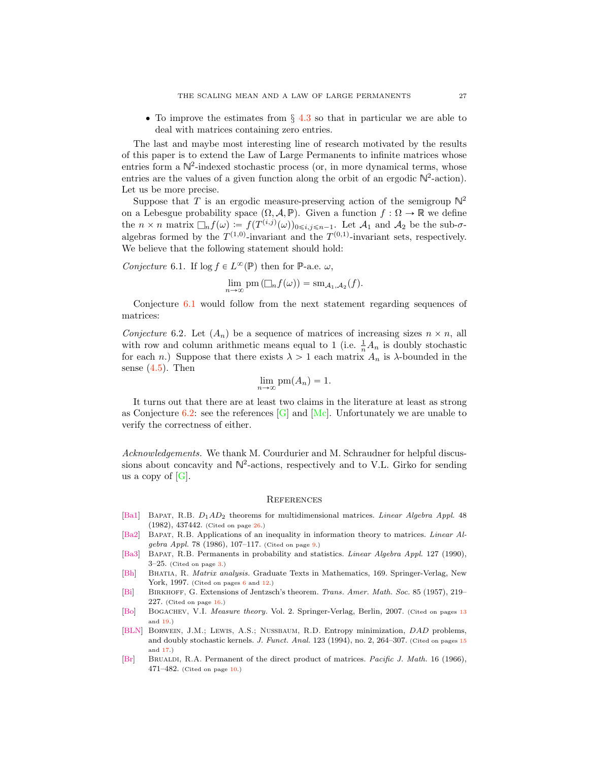- To improve the estimates from § 4.3 so that in particular we are able to deal with matrices containing zero entries.

The last and maybe most interesting line of research motivated by the results of this paper is to extend the Law of Large Permanents to infinite matrices whose entries form a $\mathbb{N}^2$-indexed stochastic process (or, in more dynamical terms, whose entries are the values of a given function along the orbit of an ergodic $\mathbb{N}^2$-action). Let us be more precise.

Suppose that $T$ is an ergodic measure-preserving action of the semigroup $\mathbb{N}^2$ on a Lebesgue probability space $(\Omega, \mathcal{A}, \mathbb{P})$. Given a function $f : \Omega \to \mathbb{R}$ we define the $n \times n$ matrix $\square_n f(\omega) := f(T^{(i,j)}(\omega))_{0 \leqslant i,j \leqslant n-1}$. Let $\mathcal{A}_1$ and $\mathcal{A}_2$ be the sub-$\sigma$-algebras formed by the $T^{(1,0)}$-invariant and the $T^{(0,1)}$-invariant sets, respectively. We believe that the following statement should hold:

*Conjecture* 6.1. If $\log f \in L^\infty(\mathbb{P})$ then for $\mathbb{P}$-a.e. $\omega$,

$$\lim_{n\to\infty} \operatorname{pm}(\square_n f(\omega)) = \operatorname{sm}_{\mathcal{A}_1,\mathcal{A}_2}(f).$$

Conjecture 6.1 would follow from the next statement regarding sequences of matrices:

*Conjecture* 6.2. Let $(A_n)$ be a sequence of matrices of increasing sizes $n \times n$, all with row and column arithmetic means equal to 1 (i.e. $\frac{1}{n}A_n$ is doubly stochastic for each $n$.) Suppose that there exists $\lambda > 1$ each matrix $A_n$ is $\lambda$-bounded in the sense (4.5). Then

$$\lim_{n\to\infty} \operatorname{pm}(A_n) = 1.$$

It turns out that there are at least two claims in the literature at least as strong as Conjecture 6.2: see the references [G] and [Mc]. Unfortunately we are unable to verify the correctness of either.

*Acknowledgements.* We thank M. Courdurier and M. Schraudner for helpful discussions about concavity and $\mathbb{N}^2$-actions, respectively and to V.L. Girko for sending us a copy of [G].

## References

[Ba1] Bapat, R.B. $D_1AD_2$ theorems for multidimensional matrices. *Linear Algebra Appl.* 48 (1982), 437442. (Cited on page 26.)

[Ba2] Bapat, R.B. Applications of an inequality in information theory to matrices. *Linear Algebra Appl.* 78 (1986), 107–117. (Cited on page 9.)

[Ba3] Bapat, R.B. Permanents in probability and statistics. *Linear Algebra Appl.* 127 (1990), 3–25. (Cited on page 3.)

[Bh] Bhatia, R. *Matrix analysis.* Graduate Texts in Mathematics, 169. Springer-Verlag, New York, 1997. (Cited on pages 6 and 12.)

[Bi] Birkhoff, G. Extensions of Jentzsch's theorem. *Trans. Amer. Math. Soc.* 85 (1957), 219–227. (Cited on page 16.)

[Bo] Bogachev, V.I. *Measure theory.* Vol. 2. Springer-Verlag, Berlin, 2007. (Cited on pages 13 and 19.)

[BLN] Borwein, J.M.; Lewis, A.S.; Nussbaum, R.D. Entropy minimization, *DAD* problems, and doubly stochastic kernels. *J. Funct. Anal.* 123 (1994), no. 2, 264–307. (Cited on pages 15 and 17.)

[Br] Brualdi, R.A. Permanent of the direct product of matrices. *Pacific J. Math.* 16 (1966), 471–482. (Cited on page 10.)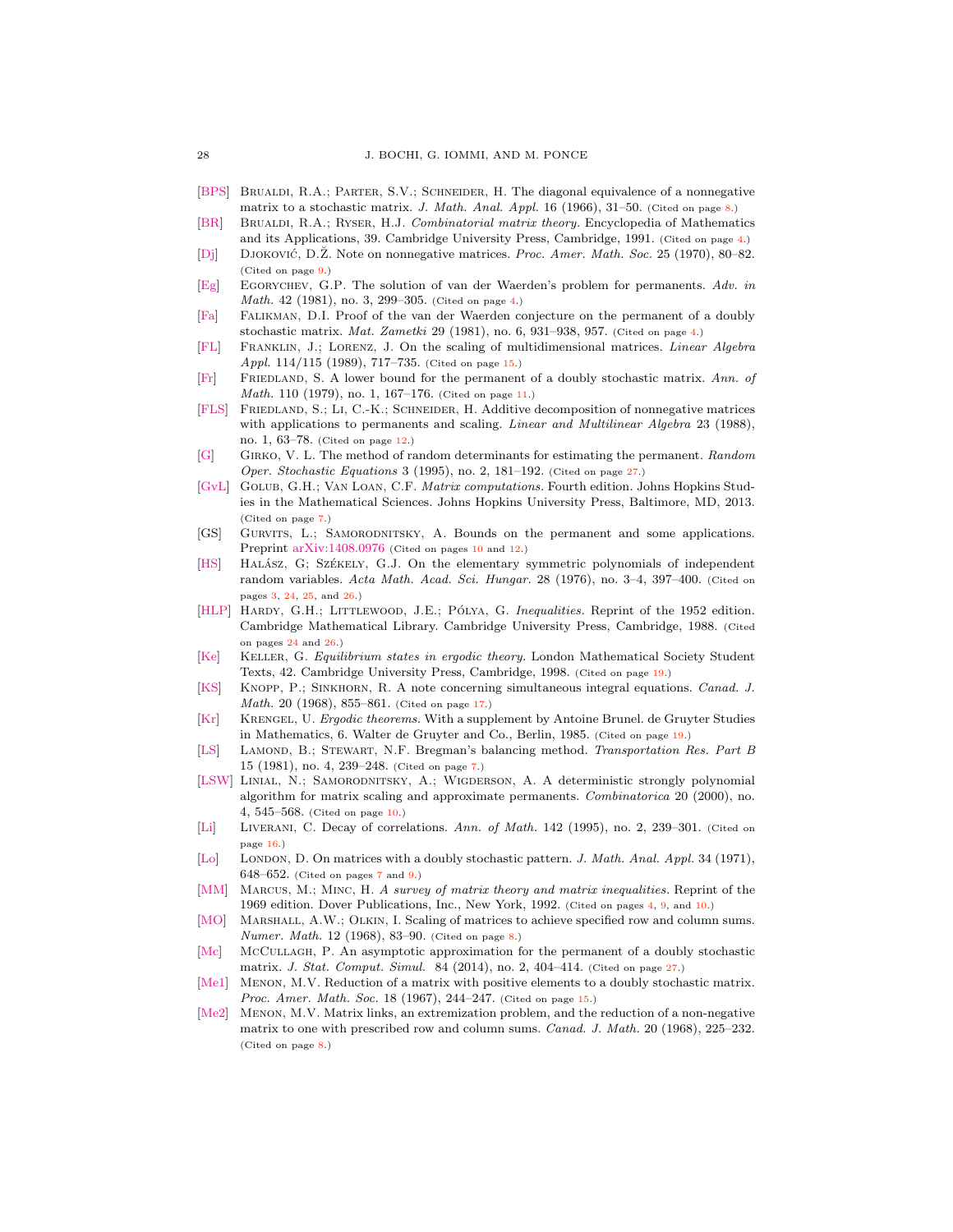[BPS] Brualdi, R.A.; Parter, S.V.; Schneider, H. The diagonal equivalence of a nonnegative matrix to a stochastic matrix. *J. Math. Anal. Appl.* 16 (1966), 31–50. (Cited on page 8.)

[BR] Brualdi, R.A.; Ryser, H.J. *Combinatorial matrix theory.* Encyclopedia of Mathematics and its Applications, 39. Cambridge University Press, Cambridge, 1991. (Cited on page 4.)

[Dj] Djoković, D.Ž. Note on nonnegative matrices. *Proc. Amer. Math. Soc.* 25 (1970), 80–82. (Cited on page 9.)

[Eg] Egorychev, G.P. The solution of van der Waerden's problem for permanents. *Adv. in Math.* 42 (1981), no. 3, 299–305. (Cited on page 4.)

[Fa] Falikman, D.I. Proof of the van der Waerden conjecture on the permanent of a doubly stochastic matrix. *Mat. Zametki* 29 (1981), no. 6, 931–938, 957. (Cited on page 4.)

[FL] Franklin, J.; Lorenz, J. On the scaling of multidimensional matrices. *Linear Algebra Appl.* 114/115 (1989), 717–735. (Cited on page 15.)

[Fr] Friedland, S. A lower bound for the permanent of a doubly stochastic matrix. *Ann. of Math.* 110 (1979), no. 1, 167–176. (Cited on page 11.)

[FLS] Friedland, S.; Li, C.-K.; Schneider, H. Additive decomposition of nonnegative matrices with applications to permanents and scaling. *Linear and Multilinear Algebra* 23 (1988), no. 1, 63–78. (Cited on page 12.)

[G] Girko, V. L. The method of random determinants for estimating the permanent. *Random Oper. Stochastic Equations* 3 (1995), no. 2, 181–192. (Cited on page 27.)

[GvL] Golub, G.H.; Van Loan, C.F. *Matrix computations.* Fourth edition. Johns Hopkins Studies in the Mathematical Sciences. Johns Hopkins University Press, Baltimore, MD, 2013. (Cited on page 7.)

[GS] Gurvits, L.; Samorodnitsky, A. Bounds on the permanent and some applications. Preprint arXiv:1408.0976 (Cited on pages 10 and 12.)

[HS] Halász, G; Székely, G.J. On the elementary symmetric polynomials of independent random variables. *Acta Math. Acad. Sci. Hungar.* 28 (1976), no. 3–4, 397–400. (Cited on pages 3, 24, 25, and 26.)

[HLP] Hardy, G.H.; Littlewood, J.E.; Pólya, G. *Inequalities.* Reprint of the 1952 edition. Cambridge Mathematical Library. Cambridge University Press, Cambridge, 1988. (Cited on pages 24 and 26.)

[Ke] Keller, G. *Equilibrium states in ergodic theory.* London Mathematical Society Student Texts, 42. Cambridge University Press, Cambridge, 1998. (Cited on page 19.)

[KS] Knopp, P.; Sinkhorn, R. A note concerning simultaneous integral equations. *Canad. J. Math.* 20 (1968), 855–861. (Cited on page 17.)

[Kr] Krengel, U. *Ergodic theorems.* With a supplement by Antoine Brunel. de Gruyter Studies in Mathematics, 6. Walter de Gruyter and Co., Berlin, 1985. (Cited on page 19.)

[LS] Lamond, B.; Stewart, N.F. Bregman's balancing method. *Transportation Res. Part B* 15 (1981), no. 4, 239–248. (Cited on page 7.)

[LSW] Linial, N.; Samorodnitsky, A.; Wigderson, A. A deterministic strongly polynomial algorithm for matrix scaling and approximate permanents. *Combinatorica* 20 (2000), no. 4, 545–568. (Cited on page 10.)

[Li] Liverani, C. Decay of correlations. *Ann. of Math.* 142 (1995), no. 2, 239–301. (Cited on page 16.)

[Lo] London, D. On matrices with a doubly stochastic pattern. *J. Math. Anal. Appl.* 34 (1971), 648–652. (Cited on pages 7 and 9.)

[MM] Marcus, M.; Minc, H. *A survey of matrix theory and matrix inequalities.* Reprint of the 1969 edition. Dover Publications, Inc., New York, 1992. (Cited on pages 4, 9, and 10.)

[MO] Marshall, A.W.; Olkin, I. Scaling of matrices to achieve specified row and column sums. *Numer. Math.* 12 (1968), 83–90. (Cited on page 8.)

[Mc] McCullagh, P. An asymptotic approximation for the permanent of a doubly stochastic matrix. *J. Stat. Comput. Simul.* 84 (2014), no. 2, 404–414. (Cited on page 27.)

[Me1] Menon, M.V. Reduction of a matrix with positive elements to a doubly stochastic matrix. *Proc. Amer. Math. Soc.* 18 (1967), 244–247. (Cited on page 15.)

[Me2] Menon, M.V. Matrix links, an extremization problem, and the reduction of a non-negative matrix to one with prescribed row and column sums. *Canad. J. Math.* 20 (1968), 225–232. (Cited on page 8.)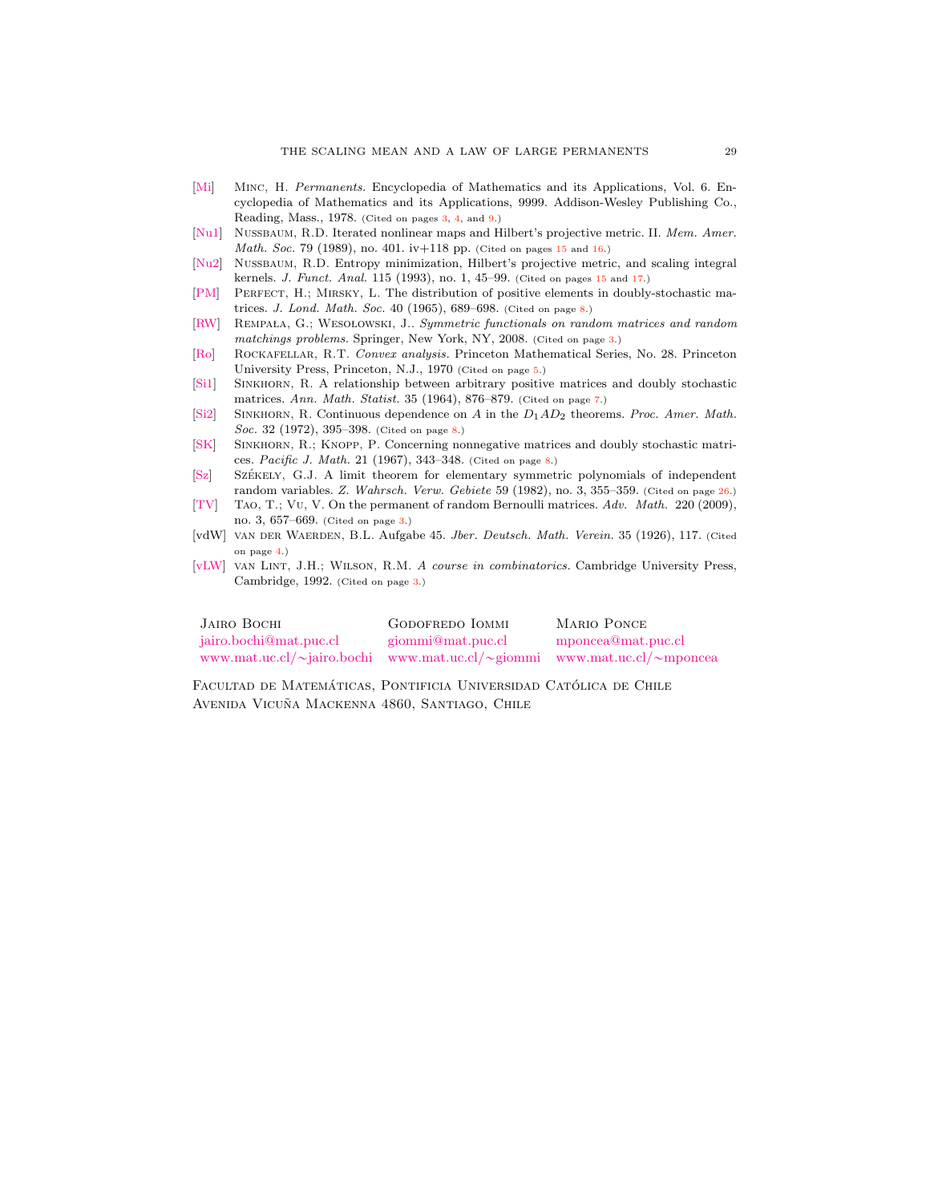[Mi] Minc, H. *Permanents.* Encyclopedia of Mathematics and its Applications, Vol. 6. Encyclopedia of Mathematics and its Applications, 9999. Addison-Wesley Publishing Co., Reading, Mass., 1978. (Cited on pages 3, 4, and 9.)

[Nu1] Nussbaum, R.D. Iterated nonlinear maps and Hilbert's projective metric. II. *Mem. Amer. Math. Soc.* 79 (1989), no. 401. iv+118 pp. (Cited on pages 15 and 16.)

[Nu2] Nussbaum, R.D. Entropy minimization, Hilbert's projective metric, and scaling integral kernels. *J. Funct. Anal.* 115 (1993), no. 1, 45–99. (Cited on pages 15 and 17.)

[PM] Perfect, H.; Mirsky, L. The distribution of positive elements in doubly-stochastic matrices. *J. Lond. Math. Soc.* 40 (1965), 689–698. (Cited on page 8.)

[RW] Rempała, G.; Wesołowski, J.. *Symmetric functionals on random matrices and random matchings problems.* Springer, New York, NY, 2008. (Cited on page 3.)

[Ro] Rockafellar, R.T. *Convex analysis.* Princeton Mathematical Series, No. 28. Princeton University Press, Princeton, N.J., 1970 (Cited on page 5.)

[Si1] Sinkhorn, R. A relationship between arbitrary positive matrices and doubly stochastic matrices. *Ann. Math. Statist.* 35 (1964), 876–879. (Cited on page 7.)

[Si2] Sinkhorn, R. Continuous dependence on $A$ in the $D_1AD_2$ theorems. *Proc. Amer. Math. Soc.* 32 (1972), 395–398. (Cited on page 8.)

[SK] Sinkhorn, R.; Knopp, P. Concerning nonnegative matrices and doubly stochastic matrices. *Pacific J. Math.* 21 (1967), 343–348. (Cited on page 8.)

[Sz] Székely, G.J. A limit theorem for elementary symmetric polynomials of independent random variables. *Z. Wahrsch. Verw. Gebiete* 59 (1982), no. 3, 355–359. (Cited on page 26.)

[TV] Tao, T.; Vu, V. On the permanent of random Bernoulli matrices. *Adv. Math.* 220 (2009), no. 3, 657–669. (Cited on page 3.)

[vdW] van der Waerden, B.L. Aufgabe 45. *Jber. Deutsch. Math. Verein.* 35 (1926), 117. (Cited on page 4.)

[vLW] van Lint, J.H.; Wilson, R.M. *A course in combinatorics.* Cambridge University Press, Cambridge, 1992. (Cited on page 3.)

Jairo Bochi
jairo.bochi@mat.puc.cl
www.mat.uc.cl/∼jairo.bochi

Godofredo Iommi
giommi@mat.puc.cl
www.mat.uc.cl/∼giommi

Mario Ponce
mponcea@mat.puc.cl
www.mat.uc.cl/∼mponcea

Facultad de Matemáticas, Pontificia Universidad Católica de Chile
Avenida Vicuña Mackenna 4860, Santiago, Chile